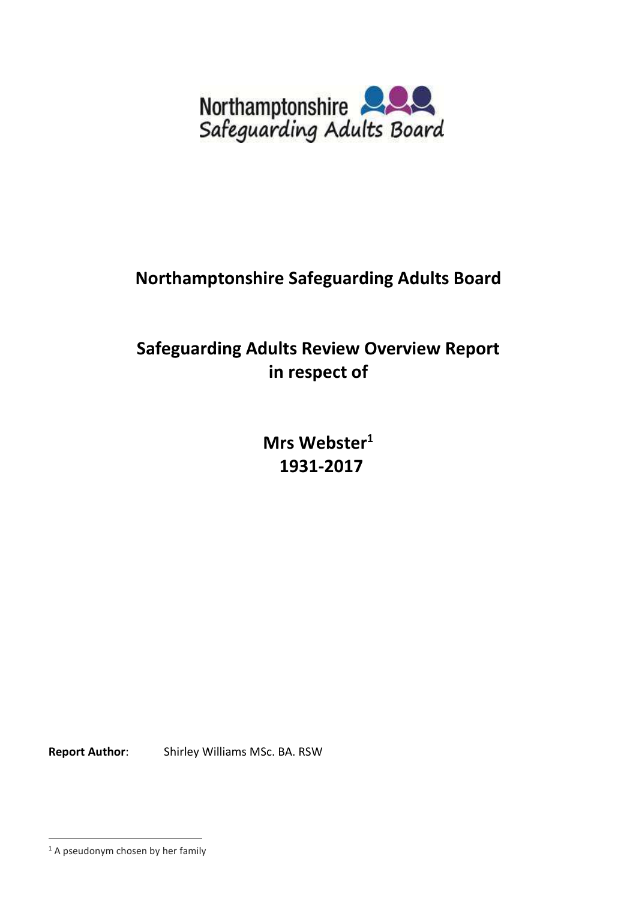Northamptonshire Safeguarding Adults Board

# Northamptonshire Safeguarding Adults Board

## Safeguarding Adults Review Overview Report in respect of

## Mrs Webster[1] 1931-2017

**Report Author**: Shirley Williams MSc. BA. RSW

[1] A pseudonym chosen by her family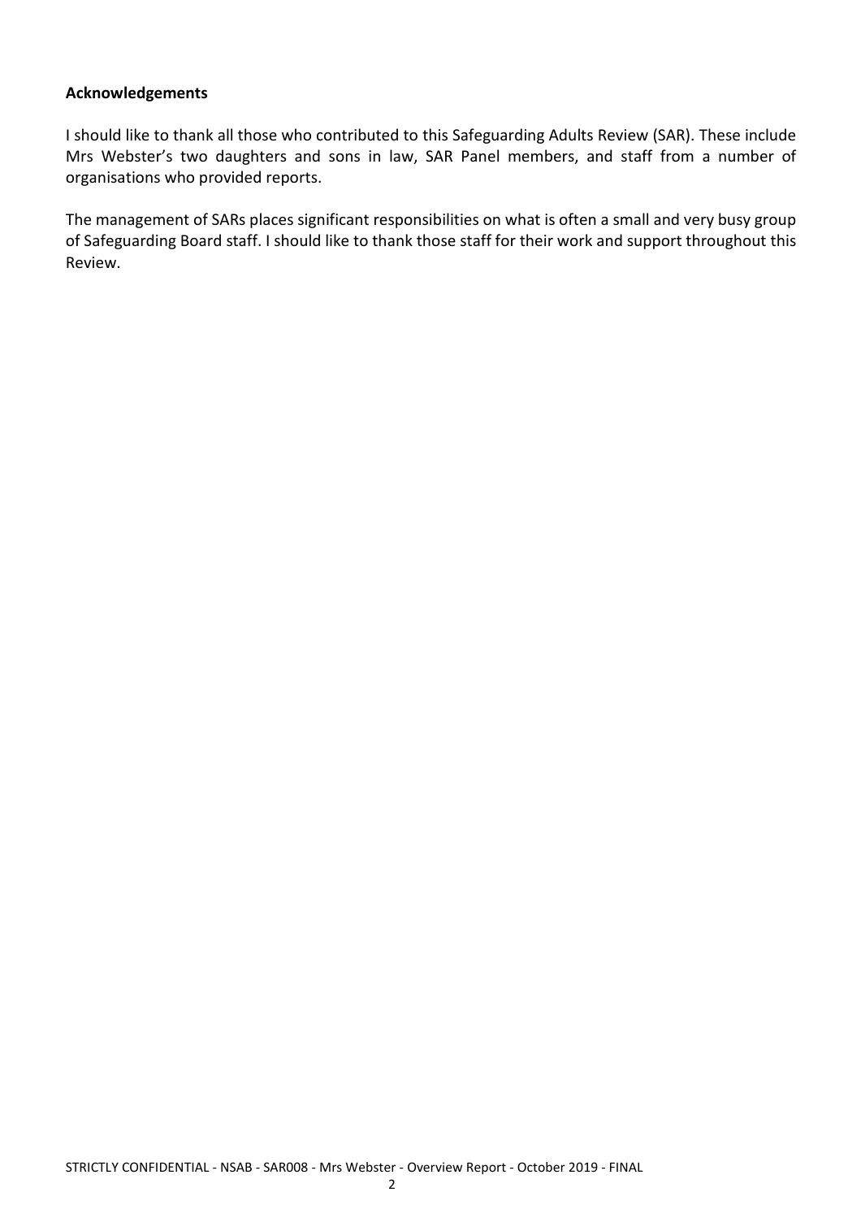**Acknowledgements**

I should like to thank all those who contributed to this Safeguarding Adults Review (SAR). These include Mrs Webster's two daughters and sons in law, SAR Panel members, and staff from a number of organisations who provided reports.

The management of SARs places significant responsibilities on what is often a small and very busy group of Safeguarding Board staff. I should like to thank those staff for their work and support throughout this Review.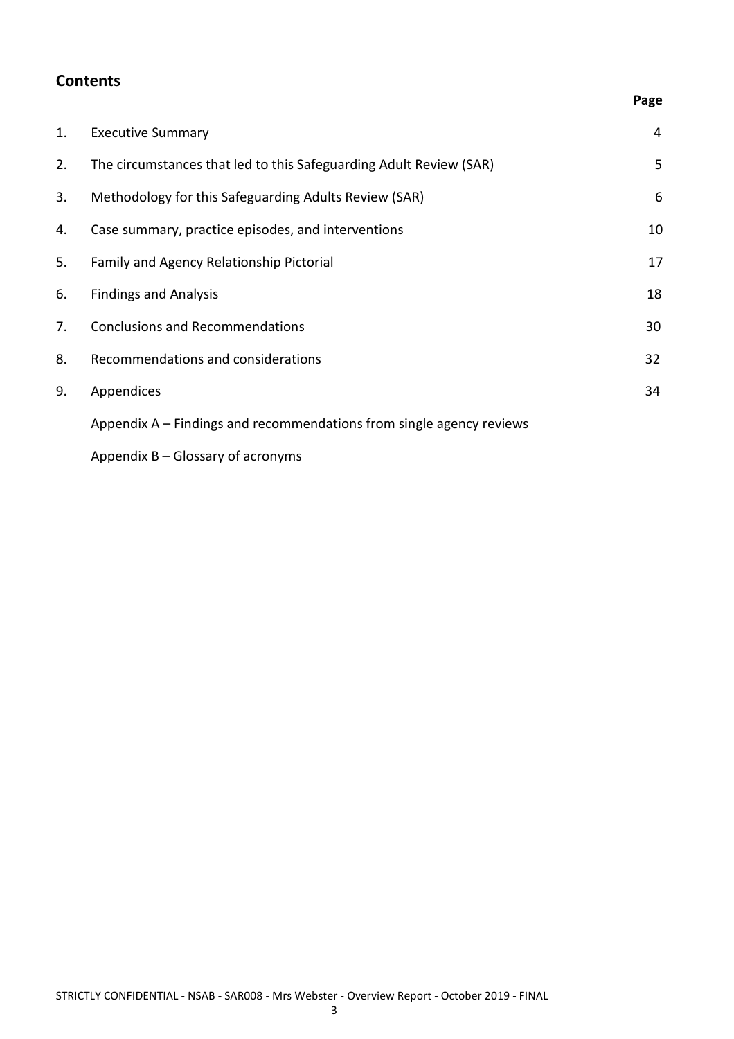## Contents

| | | Page |
|---|---|---|
| 1. | Executive Summary | 4 |
| 2. | The circumstances that led to this Safeguarding Adult Review (SAR) | 5 |
| 3. | Methodology for this Safeguarding Adults Review (SAR) | 6 |
| 4. | Case summary, practice episodes, and interventions | 10 |
| 5. | Family and Agency Relationship Pictorial | 17 |
| 6. | Findings and Analysis | 18 |
| 7. | Conclusions and Recommendations | 30 |
| 8. | Recommendations and considerations | 32 |
| 9. | Appendices | 34 |
| | Appendix A – Findings and recommendations from single agency reviews | |
| | Appendix B – Glossary of acronyms | |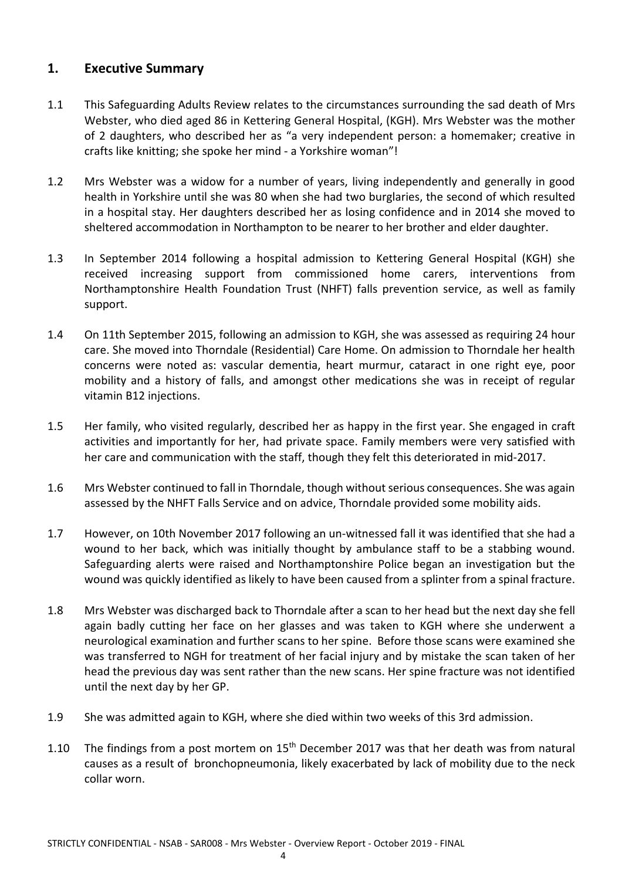## 1. Executive Summary

1.1 This Safeguarding Adults Review relates to the circumstances surrounding the sad death of Mrs Webster, who died aged 86 in Kettering General Hospital, (KGH). Mrs Webster was the mother of 2 daughters, who described her as "a very independent person: a homemaker; creative in crafts like knitting; she spoke her mind - a Yorkshire woman"!

1.2 Mrs Webster was a widow for a number of years, living independently and generally in good health in Yorkshire until she was 80 when she had two burglaries, the second of which resulted in a hospital stay. Her daughters described her as losing confidence and in 2014 she moved to sheltered accommodation in Northampton to be nearer to her brother and elder daughter.

1.3 In September 2014 following a hospital admission to Kettering General Hospital (KGH) she received increasing support from commissioned home carers, interventions from Northamptonshire Health Foundation Trust (NHFT) falls prevention service, as well as family support.

1.4 On 11th September 2015, following an admission to KGH, she was assessed as requiring 24 hour care. She moved into Thorndale (Residential) Care Home. On admission to Thorndale her health concerns were noted as: vascular dementia, heart murmur, cataract in one right eye, poor mobility and a history of falls, and amongst other medications she was in receipt of regular vitamin B12 injections.

1.5 Her family, who visited regularly, described her as happy in the first year. She engaged in craft activities and importantly for her, had private space. Family members were very satisfied with her care and communication with the staff, though they felt this deteriorated in mid-2017.

1.6 Mrs Webster continued to fall in Thorndale, though without serious consequences. She was again assessed by the NHFT Falls Service and on advice, Thorndale provided some mobility aids.

1.7 However, on 10th November 2017 following an un-witnessed fall it was identified that she had a wound to her back, which was initially thought by ambulance staff to be a stabbing wound. Safeguarding alerts were raised and Northamptonshire Police began an investigation but the wound was quickly identified as likely to have been caused from a splinter from a spinal fracture.

1.8 Mrs Webster was discharged back to Thorndale after a scan to her head but the next day she fell again badly cutting her face on her glasses and was taken to KGH where she underwent a neurological examination and further scans to her spine. Before those scans were examined she was transferred to NGH for treatment of her facial injury and by mistake the scan taken of her head the previous day was sent rather than the new scans. Her spine fracture was not identified until the next day by her GP.

1.9 She was admitted again to KGH, where she died within two weeks of this 3rd admission.

1.10 The findings from a post mortem on 15th December 2017 was that her death was from natural causes as a result of bronchopneumonia, likely exacerbated by lack of mobility due to the neck collar worn.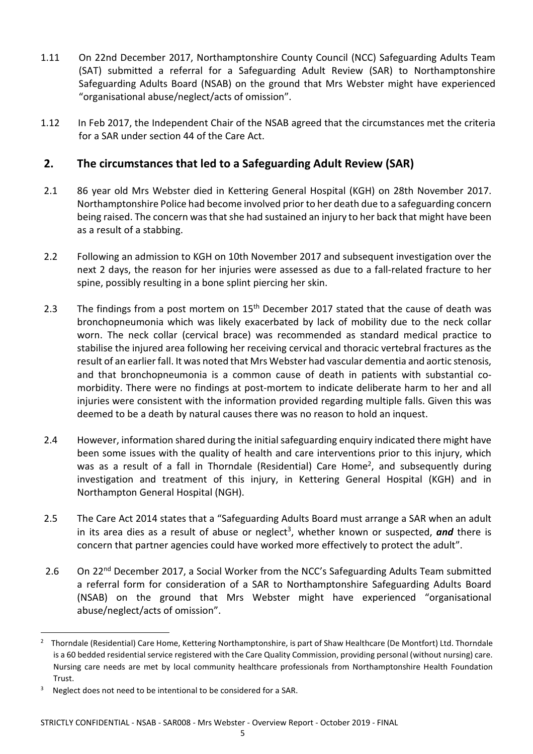1.11 On 22nd December 2017, Northamptonshire County Council (NCC) Safeguarding Adults Team (SAT) submitted a referral for a Safeguarding Adult Review (SAR) to Northamptonshire Safeguarding Adults Board (NSAB) on the ground that Mrs Webster might have experienced "organisational abuse/neglect/acts of omission".

1.12 In Feb 2017, the Independent Chair of the NSAB agreed that the circumstances met the criteria for a SAR under section 44 of the Care Act.

## 2. The circumstances that led to a Safeguarding Adult Review (SAR)

2.1 86 year old Mrs Webster died in Kettering General Hospital (KGH) on 28th November 2017. Northamptonshire Police had become involved prior to her death due to a safeguarding concern being raised. The concern was that she had sustained an injury to her back that might have been as a result of a stabbing.

2.2 Following an admission to KGH on 10th November 2017 and subsequent investigation over the next 2 days, the reason for her injuries were assessed as due to a fall-related fracture to her spine, possibly resulting in a bone splint piercing her skin.

2.3 The findings from a post mortem on 15th December 2017 stated that the cause of death was bronchopneumonia which was likely exacerbated by lack of mobility due to the neck collar worn. The neck collar (cervical brace) was recommended as standard medical practice to stabilise the injured area following her receiving cervical and thoracic vertebral fractures as the result of an earlier fall. It was noted that Mrs Webster had vascular dementia and aortic stenosis, and that bronchopneumonia is a common cause of death in patients with substantial co-morbidity. There were no findings at post-mortem to indicate deliberate harm to her and all injuries were consistent with the information provided regarding multiple falls. Given this was deemed to be a death by natural causes there was no reason to hold an inquest.

2.4 However, information shared during the initial safeguarding enquiry indicated there might have been some issues with the quality of health and care interventions prior to this injury, which was as a result of a fall in Thorndale (Residential) Care Home[2], and subsequently during investigation and treatment of this injury, in Kettering General Hospital (KGH) and in Northampton General Hospital (NGH).

2.5 The Care Act 2014 states that a "Safeguarding Adults Board must arrange a SAR when an adult in its area dies as a result of abuse or neglect[3], whether known or suspected, ***and*** there is concern that partner agencies could have worked more effectively to protect the adult".

2.6 On 22nd December 2017, a Social Worker from the NCC's Safeguarding Adults Team submitted a referral form for consideration of a SAR to Northamptonshire Safeguarding Adults Board (NSAB) on the ground that Mrs Webster might have experienced "organisational abuse/neglect/acts of omission".

---

[2] Thorndale (Residential) Care Home, Kettering Northamptonshire, is part of Shaw Healthcare (De Montfort) Ltd. Thorndale is a 60 bedded residential service registered with the Care Quality Commission, providing personal (without nursing) care. Nursing care needs are met by local community healthcare professionals from Northamptonshire Health Foundation Trust.

[3] Neglect does not need to be intentional to be considered for a SAR.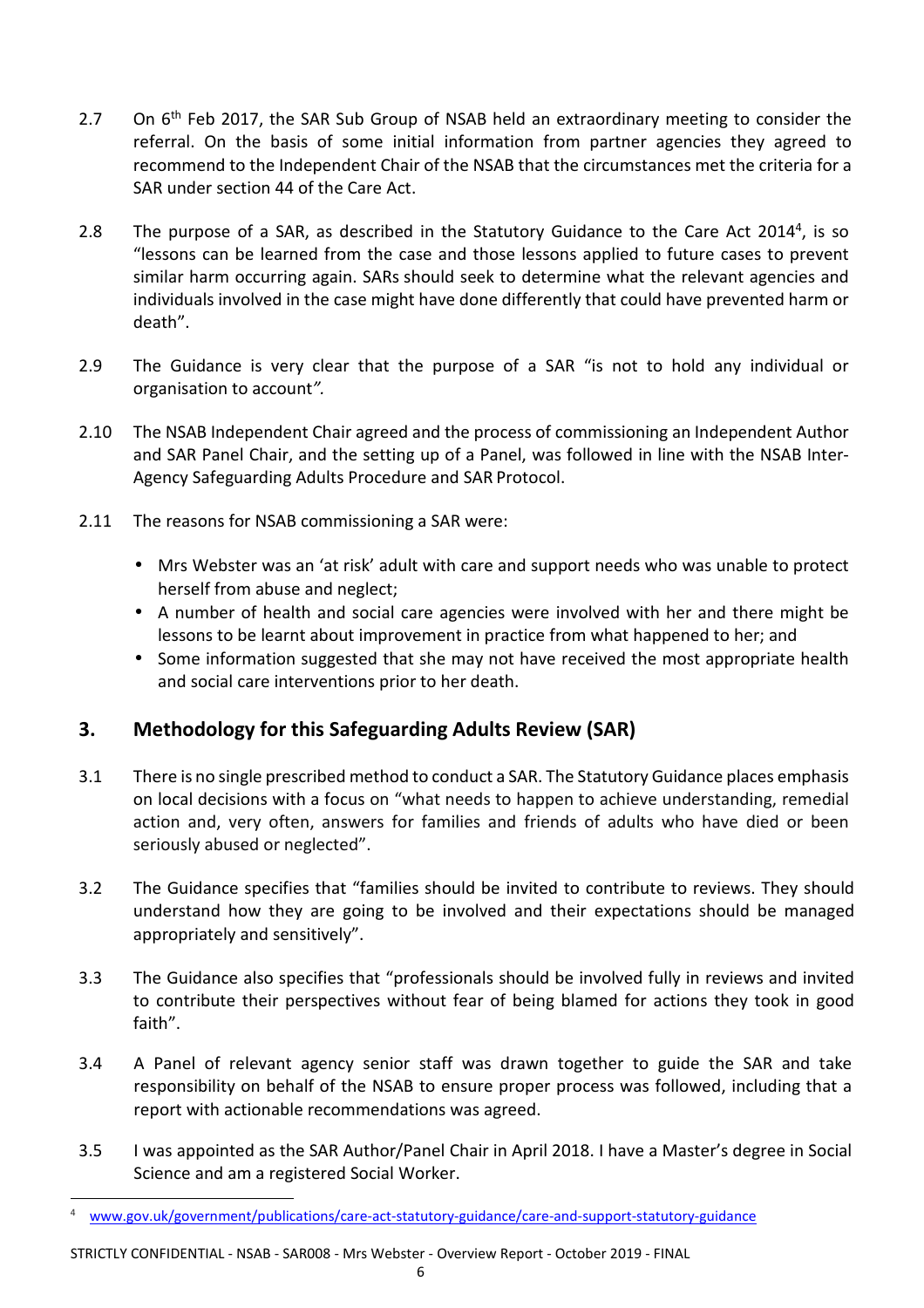2.7 On 6th Feb 2017, the SAR Sub Group of NSAB held an extraordinary meeting to consider the referral. On the basis of some initial information from partner agencies they agreed to recommend to the Independent Chair of the NSAB that the circumstances met the criteria for a SAR under section 44 of the Care Act.

2.8 The purpose of a SAR, as described in the Statutory Guidance to the Care Act 2014[4], is so "lessons can be learned from the case and those lessons applied to future cases to prevent similar harm occurring again. SARs should seek to determine what the relevant agencies and individuals involved in the case might have done differently that could have prevented harm or death".

2.9 The Guidance is very clear that the purpose of a SAR "is not to hold any individual or organisation to account*"*.

2.10 The NSAB Independent Chair agreed and the process of commissioning an Independent Author and SAR Panel Chair, and the setting up of a Panel, was followed in line with the NSAB Inter-Agency Safeguarding Adults Procedure and SAR Protocol.

2.11 The reasons for NSAB commissioning a SAR were:

- Mrs Webster was an 'at risk' adult with care and support needs who was unable to protect herself from abuse and neglect;
- A number of health and social care agencies were involved with her and there might be lessons to be learnt about improvement in practice from what happened to her; and
- Some information suggested that she may not have received the most appropriate health and social care interventions prior to her death.

## 3. Methodology for this Safeguarding Adults Review (SAR)

3.1 There is no single prescribed method to conduct a SAR. The Statutory Guidance places emphasis on local decisions with a focus on "what needs to happen to achieve understanding, remedial action and, very often, answers for families and friends of adults who have died or been seriously abused or neglected".

3.2 The Guidance specifies that "families should be invited to contribute to reviews. They should understand how they are going to be involved and their expectations should be managed appropriately and sensitively".

3.3 The Guidance also specifies that "professionals should be involved fully in reviews and invited to contribute their perspectives without fear of being blamed for actions they took in good faith".

3.4 A Panel of relevant agency senior staff was drawn together to guide the SAR and take responsibility on behalf of the NSAB to ensure proper process was followed, including that a report with actionable recommendations was agreed.

3.5 I was appointed as the SAR Author/Panel Chair in April 2018. I have a Master's degree in Social Science and am a registered Social Worker.

[4] www.gov.uk/government/publications/care-act-statutory-guidance/care-and-support-statutory-guidance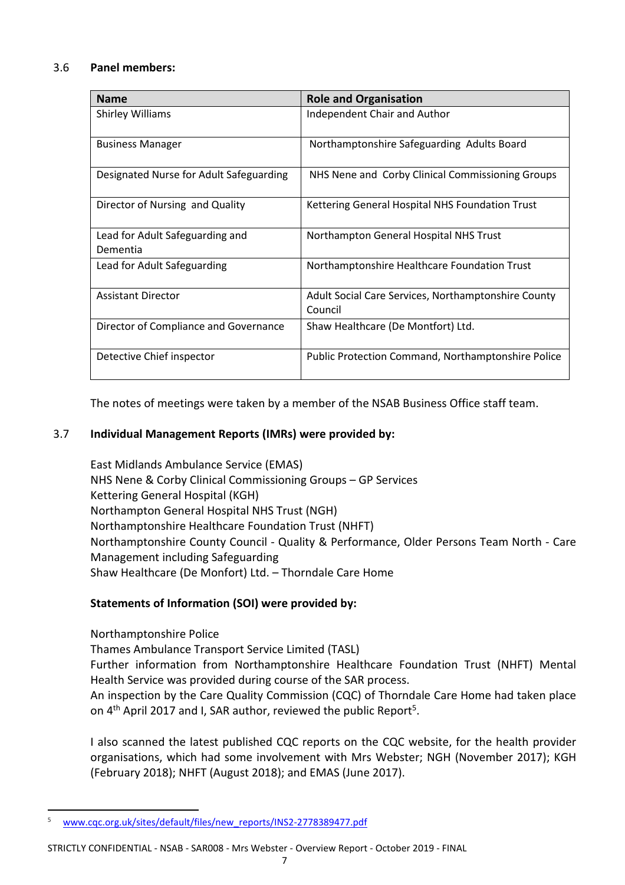3.6 **Panel members:**

| Name | Role and Organisation |
|---|---|
| Shirley Williams | Independent Chair and Author |
| Business Manager | Northamptonshire Safeguarding Adults Board |
| Designated Nurse for Adult Safeguarding | NHS Nene and Corby Clinical Commissioning Groups |
| Director of Nursing and Quality | Kettering General Hospital NHS Foundation Trust |
| Lead for Adult Safeguarding and Dementia | Northampton General Hospital NHS Trust |
| Lead for Adult Safeguarding | Northamptonshire Healthcare Foundation Trust |
| Assistant Director | Adult Social Care Services, Northamptonshire County Council |
| Director of Compliance and Governance | Shaw Healthcare (De Montfort) Ltd. |
| Detective Chief inspector | Public Protection Command, Northamptonshire Police |

The notes of meetings were taken by a member of the NSAB Business Office staff team.

3.7 **Individual Management Reports (IMRs) were provided by:**

East Midlands Ambulance Service (EMAS)
NHS Nene & Corby Clinical Commissioning Groups – GP Services
Kettering General Hospital (KGH)
Northampton General Hospital NHS Trust (NGH)
Northamptonshire Healthcare Foundation Trust (NHFT)
Northamptonshire County Council - Quality & Performance, Older Persons Team North - Care Management including Safeguarding
Shaw Healthcare (De Monfort) Ltd. – Thorndale Care Home

**Statements of Information (SOI) were provided by:**

Northamptonshire Police
Thames Ambulance Transport Service Limited (TASL)
Further information from Northamptonshire Healthcare Foundation Trust (NHFT) Mental Health Service was provided during course of the SAR process.
An inspection by the Care Quality Commission (CQC) of Thorndale Care Home had taken place on 4th April 2017 and I, SAR author, reviewed the public Report[5].

I also scanned the latest published CQC reports on the CQC website, for the health provider organisations, which had some involvement with Mrs Webster; NGH (November 2017); KGH (February 2018); NHFT (August 2018); and EMAS (June 2017).

[5] www.cqc.org.uk/sites/default/files/new_reports/INS2-2778389477.pdf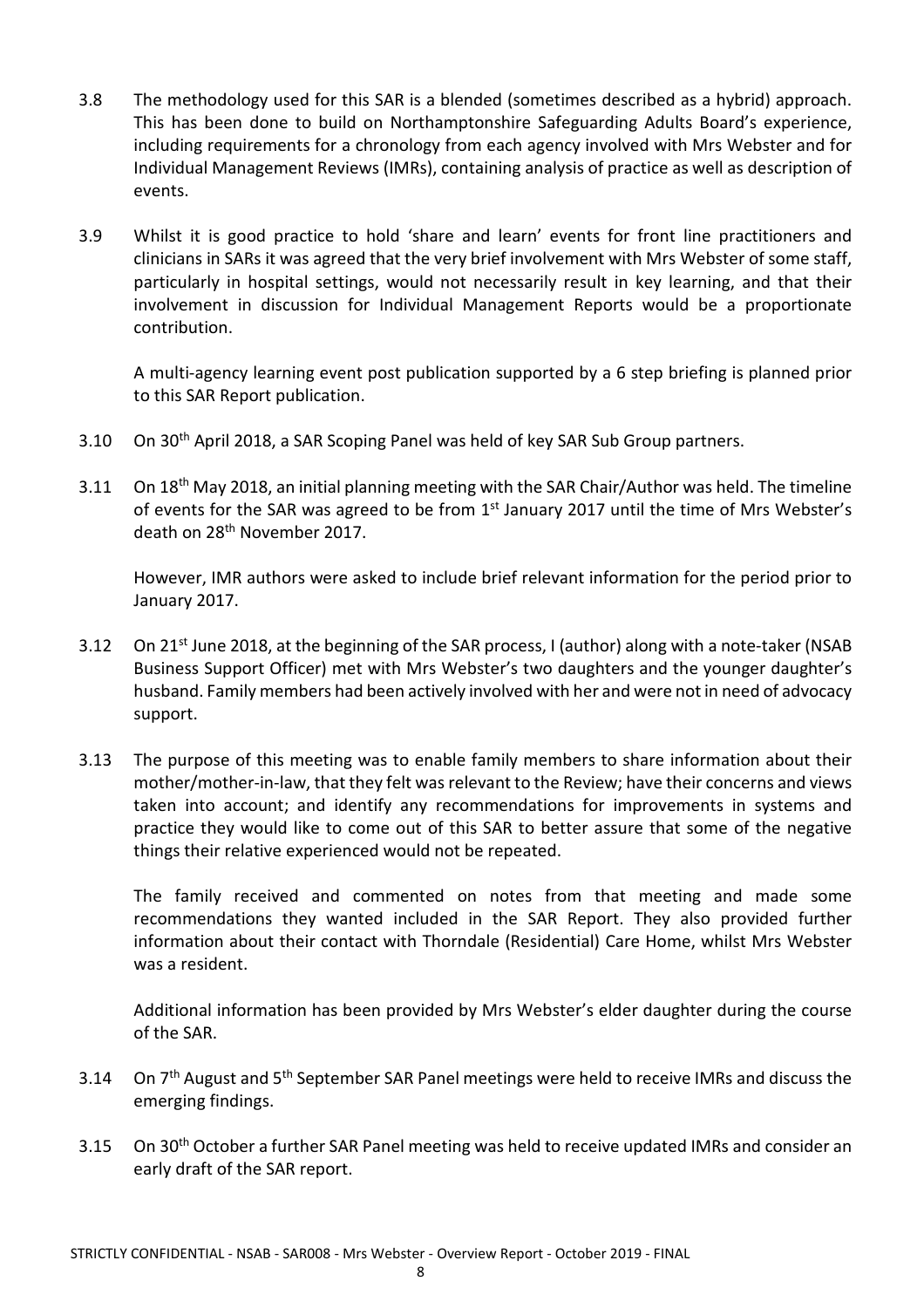3.8 The methodology used for this SAR is a blended (sometimes described as a hybrid) approach. This has been done to build on Northamptonshire Safeguarding Adults Board's experience, including requirements for a chronology from each agency involved with Mrs Webster and for Individual Management Reviews (IMRs), containing analysis of practice as well as description of events.

3.9 Whilst it is good practice to hold 'share and learn' events for front line practitioners and clinicians in SARs it was agreed that the very brief involvement with Mrs Webster of some staff, particularly in hospital settings, would not necessarily result in key learning, and that their involvement in discussion for Individual Management Reports would be a proportionate contribution.

A multi-agency learning event post publication supported by a 6 step briefing is planned prior to this SAR Report publication.

3.10 On 30th April 2018, a SAR Scoping Panel was held of key SAR Sub Group partners.

3.11 On 18th May 2018, an initial planning meeting with the SAR Chair/Author was held. The timeline of events for the SAR was agreed to be from 1st January 2017 until the time of Mrs Webster's death on 28th November 2017.

However, IMR authors were asked to include brief relevant information for the period prior to January 2017.

3.12 On 21st June 2018, at the beginning of the SAR process, I (author) along with a note-taker (NSAB Business Support Officer) met with Mrs Webster's two daughters and the younger daughter's husband. Family members had been actively involved with her and were not in need of advocacy support.

3.13 The purpose of this meeting was to enable family members to share information about their mother/mother-in-law, that they felt was relevant to the Review; have their concerns and views taken into account; and identify any recommendations for improvements in systems and practice they would like to come out of this SAR to better assure that some of the negative things their relative experienced would not be repeated.

The family received and commented on notes from that meeting and made some recommendations they wanted included in the SAR Report. They also provided further information about their contact with Thorndale (Residential) Care Home, whilst Mrs Webster was a resident.

Additional information has been provided by Mrs Webster's elder daughter during the course of the SAR.

3.14 On 7th August and 5th September SAR Panel meetings were held to receive IMRs and discuss the emerging findings.

3.15 On 30th October a further SAR Panel meeting was held to receive updated IMRs and consider an early draft of the SAR report.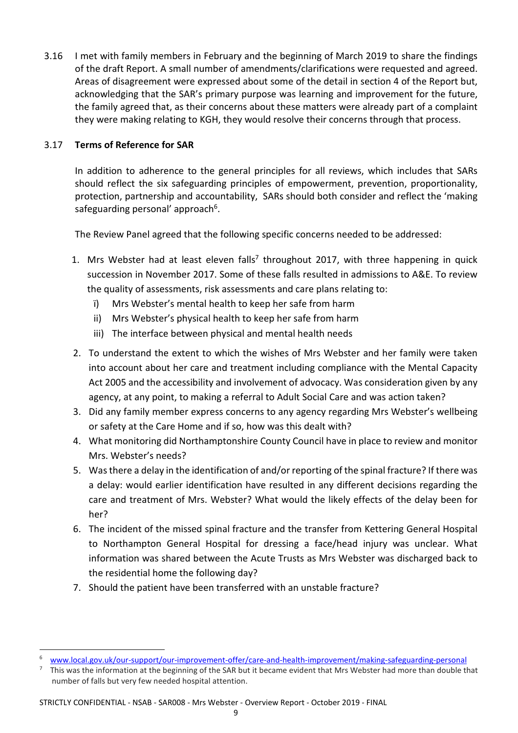3.16 I met with family members in February and the beginning of March 2019 to share the findings of the draft Report. A small number of amendments/clarifications were requested and agreed. Areas of disagreement were expressed about some of the detail in section 4 of the Report but, acknowledging that the SAR's primary purpose was learning and improvement for the future, the family agreed that, as their concerns about these matters were already part of a complaint they were making relating to KGH, they would resolve their concerns through that process.

3.17 **Terms of Reference for SAR**

In addition to adherence to the general principles for all reviews, which includes that SARs should reflect the six safeguarding principles of empowerment, prevention, proportionality, protection, partnership and accountability, SARs should both consider and reflect the 'making safeguarding personal' approach[6].

The Review Panel agreed that the following specific concerns needed to be addressed:

1. Mrs Webster had at least eleven falls[7] throughout 2017, with three happening in quick succession in November 2017. Some of these falls resulted in admissions to A&E. To review the quality of assessments, risk assessments and care plans relating to:
   i) Mrs Webster's mental health to keep her safe from harm
   ii) Mrs Webster's physical health to keep her safe from harm
   iii) The interface between physical and mental health needs
2. To understand the extent to which the wishes of Mrs Webster and her family were taken into account about her care and treatment including compliance with the Mental Capacity Act 2005 and the accessibility and involvement of advocacy. Was consideration given by any agency, at any point, to making a referral to Adult Social Care and was action taken?
3. Did any family member express concerns to any agency regarding Mrs Webster's wellbeing or safety at the Care Home and if so, how was this dealt with?
4. What monitoring did Northamptonshire County Council have in place to review and monitor Mrs. Webster's needs?
5. Was there a delay in the identification of and/or reporting of the spinal fracture? If there was a delay: would earlier identification have resulted in any different decisions regarding the care and treatment of Mrs. Webster? What would the likely effects of the delay been for her?
6. The incident of the missed spinal fracture and the transfer from Kettering General Hospital to Northampton General Hospital for dressing a face/head injury was unclear. What information was shared between the Acute Trusts as Mrs Webster was discharged back to the residential home the following day?
7. Should the patient have been transferred with an unstable fracture?

---

[6] www.local.gov.uk/our-support/our-improvement-offer/care-and-health-improvement/making-safeguarding-personal

[7] This was the information at the beginning of the SAR but it became evident that Mrs Webster had more than double that number of falls but very few needed hospital attention.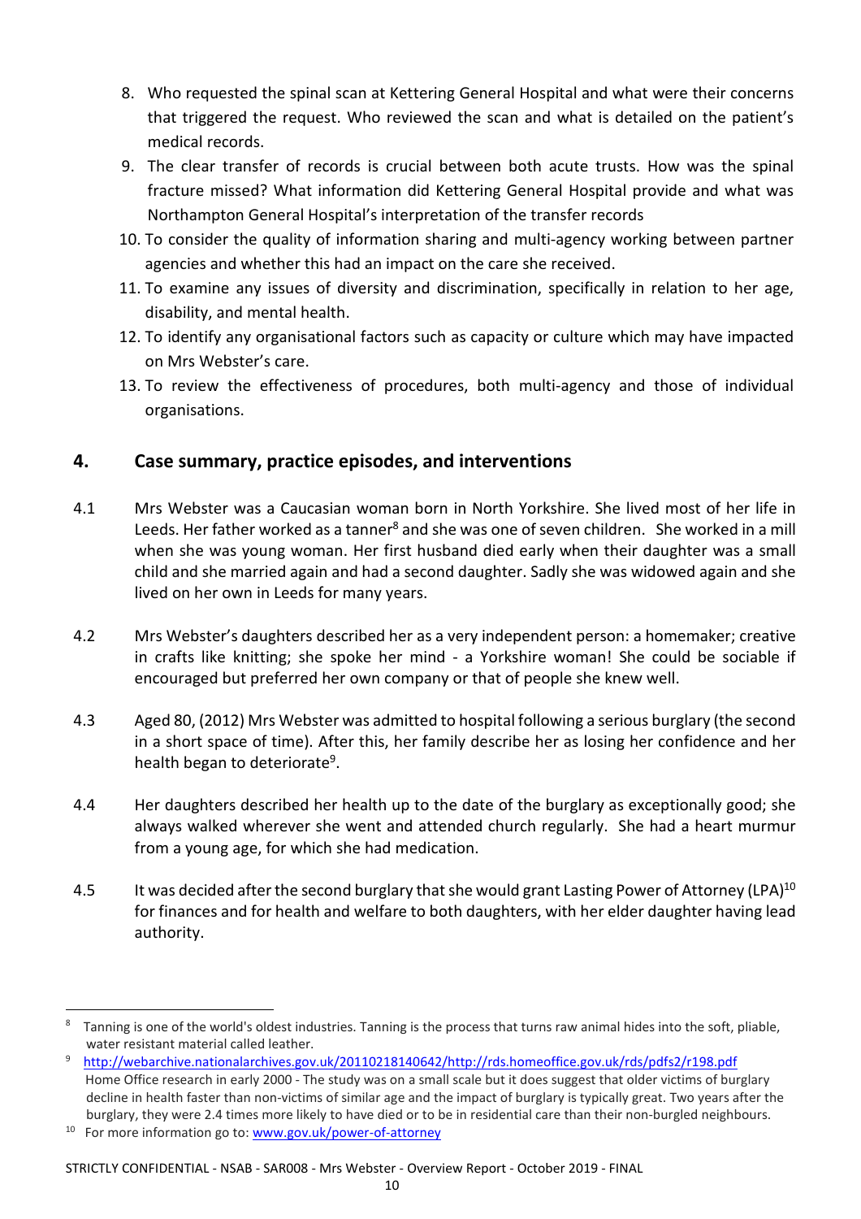8. Who requested the spinal scan at Kettering General Hospital and what were their concerns that triggered the request. Who reviewed the scan and what is detailed on the patient's medical records.
9. The clear transfer of records is crucial between both acute trusts. How was the spinal fracture missed? What information did Kettering General Hospital provide and what was Northampton General Hospital's interpretation of the transfer records
10. To consider the quality of information sharing and multi-agency working between partner agencies and whether this had an impact on the care she received.
11. To examine any issues of diversity and discrimination, specifically in relation to her age, disability, and mental health.
12. To identify any organisational factors such as capacity or culture which may have impacted on Mrs Webster's care.
13. To review the effectiveness of procedures, both multi-agency and those of individual organisations.

## 4. Case summary, practice episodes, and interventions

4.1 Mrs Webster was a Caucasian woman born in North Yorkshire. She lived most of her life in Leeds. Her father worked as a tanner[8] and she was one of seven children. She worked in a mill when she was young woman. Her first husband died early when their daughter was a small child and she married again and had a second daughter. Sadly she was widowed again and she lived on her own in Leeds for many years.

4.2 Mrs Webster's daughters described her as a very independent person: a homemaker; creative in crafts like knitting; she spoke her mind - a Yorkshire woman! She could be sociable if encouraged but preferred her own company or that of people she knew well.

4.3 Aged 80, (2012) Mrs Webster was admitted to hospital following a serious burglary (the second in a short space of time). After this, her family describe her as losing her confidence and her health began to deteriorate[9].

4.4 Her daughters described her health up to the date of the burglary as exceptionally good; she always walked wherever she went and attended church regularly. She had a heart murmur from a young age, for which she had medication.

4.5 It was decided after the second burglary that she would grant Lasting Power of Attorney (LPA)[10] for finances and for health and welfare to both daughters, with her elder daughter having lead authority.

---

[8] Tanning is one of the world's oldest industries. Tanning is the process that turns raw animal hides into the soft, pliable, water resistant material called leather.

[9] http://webarchive.nationalarchives.gov.uk/20110218140642/http://rds.homeoffice.gov.uk/rds/pdfs2/r198.pdf Home Office research in early 2000 - The study was on a small scale but it does suggest that older victims of burglary decline in health faster than non-victims of similar age and the impact of burglary is typically great. Two years after the burglary, they were 2.4 times more likely to have died or to be in residential care than their non-burgled neighbours.

[10] For more information go to: www.gov.uk/power-of-attorney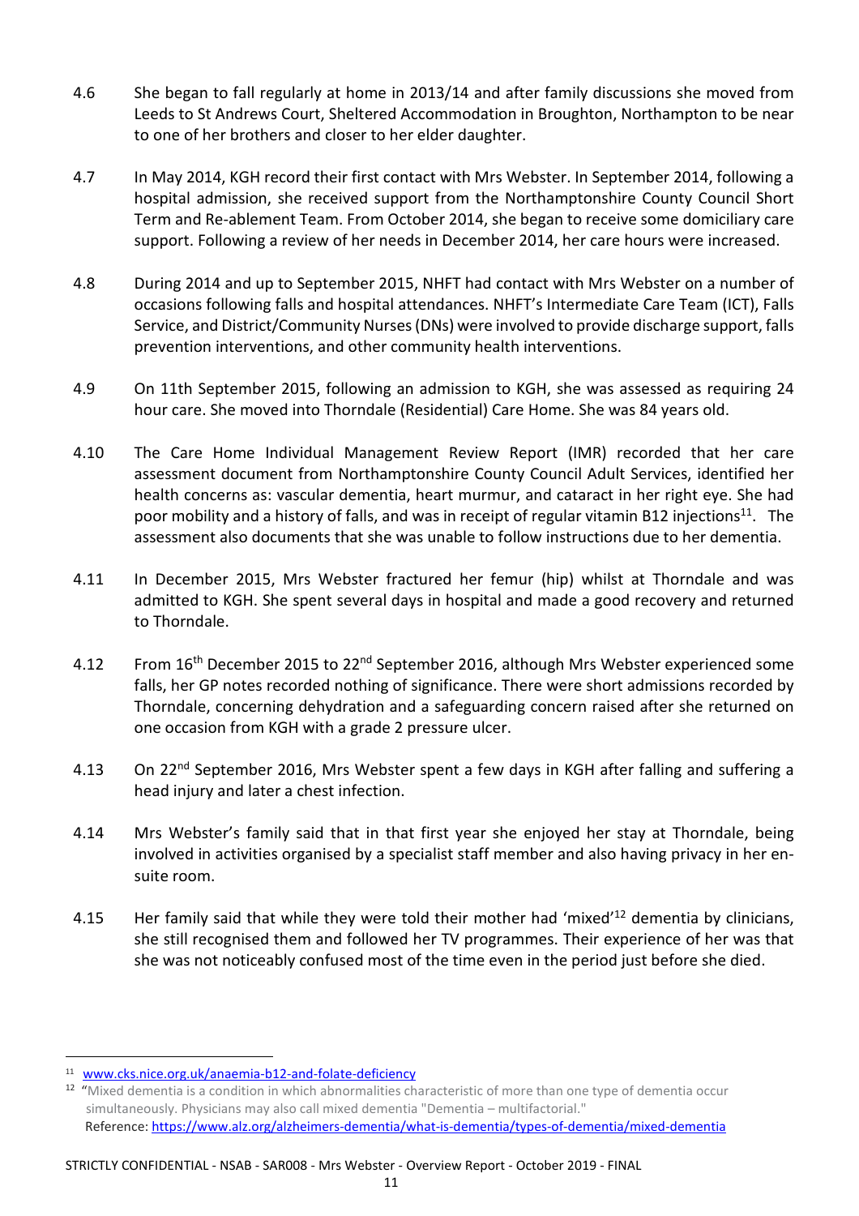4.6 She began to fall regularly at home in 2013/14 and after family discussions she moved from Leeds to St Andrews Court, Sheltered Accommodation in Broughton, Northampton to be near to one of her brothers and closer to her elder daughter.

4.7 In May 2014, KGH record their first contact with Mrs Webster. In September 2014, following a hospital admission, she received support from the Northamptonshire County Council Short Term and Re-ablement Team. From October 2014, she began to receive some domiciliary care support. Following a review of her needs in December 2014, her care hours were increased.

4.8 During 2014 and up to September 2015, NHFT had contact with Mrs Webster on a number of occasions following falls and hospital attendances. NHFT's Intermediate Care Team (ICT), Falls Service, and District/Community Nurses (DNs) were involved to provide discharge support, falls prevention interventions, and other community health interventions.

4.9 On 11th September 2015, following an admission to KGH, she was assessed as requiring 24 hour care. She moved into Thorndale (Residential) Care Home. She was 84 years old.

4.10 The Care Home Individual Management Review Report (IMR) recorded that her care assessment document from Northamptonshire County Council Adult Services, identified her health concerns as: vascular dementia, heart murmur, and cataract in her right eye. She had poor mobility and a history of falls, and was in receipt of regular vitamin B12 injections[11]. The assessment also documents that she was unable to follow instructions due to her dementia.

4.11 In December 2015, Mrs Webster fractured her femur (hip) whilst at Thorndale and was admitted to KGH. She spent several days in hospital and made a good recovery and returned to Thorndale.

4.12 From 16th December 2015 to 22nd September 2016, although Mrs Webster experienced some falls, her GP notes recorded nothing of significance. There were short admissions recorded by Thorndale, concerning dehydration and a safeguarding concern raised after she returned on one occasion from KGH with a grade 2 pressure ulcer.

4.13 On 22nd September 2016, Mrs Webster spent a few days in KGH after falling and suffering a head injury and later a chest infection.

4.14 Mrs Webster's family said that in that first year she enjoyed her stay at Thorndale, being involved in activities organised by a specialist staff member and also having privacy in her en-suite room.

4.15 Her family said that while they were told their mother had 'mixed'[12] dementia by clinicians, she still recognised them and followed her TV programmes. Their experience of her was that she was not noticeably confused most of the time even in the period just before she died.

---

[11] www.cks.nice.org.uk/anaemia-b12-and-folate-deficiency

[12] "Mixed dementia is a condition in which abnormalities characteristic of more than one type of dementia occur simultaneously. Physicians may also call mixed dementia "Dementia – multifactorial."
Reference: https://www.alz.org/alzheimers-dementia/what-is-dementia/types-of-dementia/mixed-dementia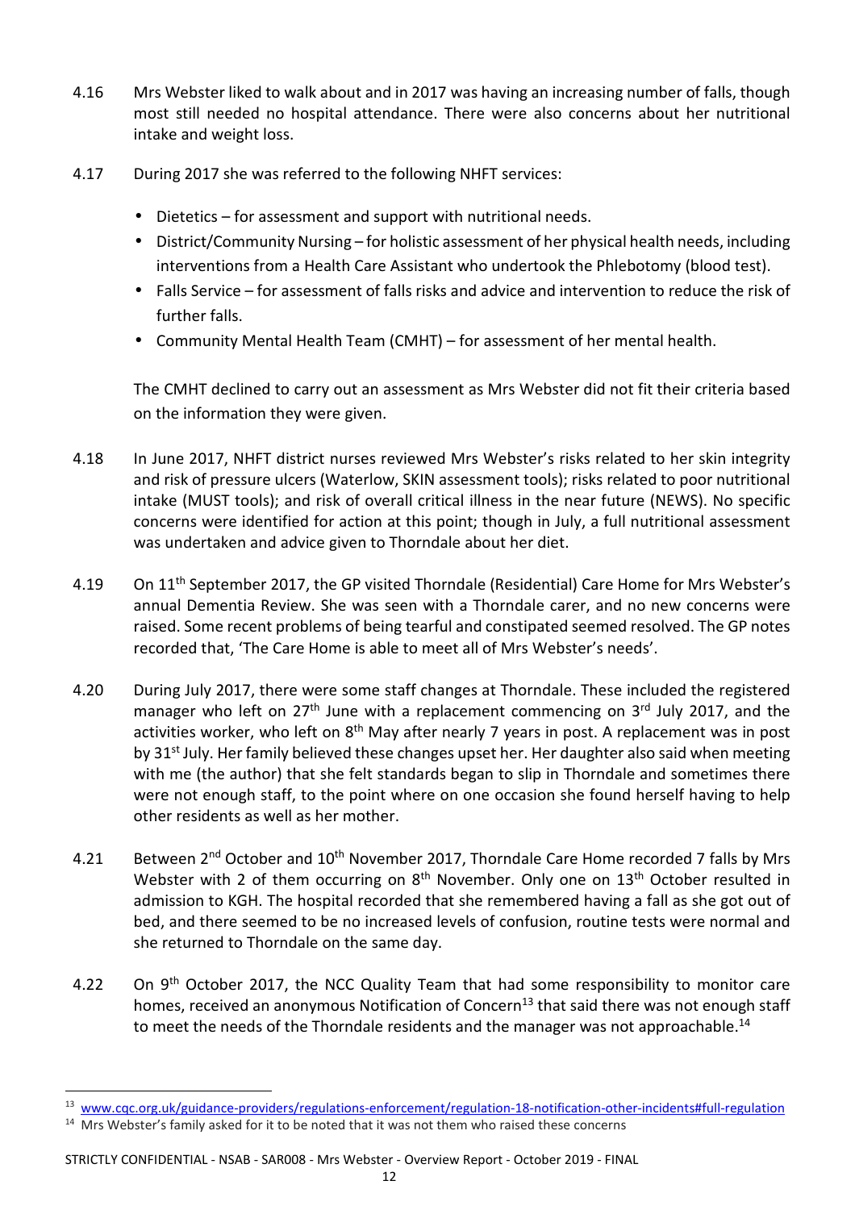4.16 Mrs Webster liked to walk about and in 2017 was having an increasing number of falls, though most still needed no hospital attendance. There were also concerns about her nutritional intake and weight loss.

4.17 During 2017 she was referred to the following NHFT services:

- Dietetics – for assessment and support with nutritional needs.
- District/Community Nursing – for holistic assessment of her physical health needs, including interventions from a Health Care Assistant who undertook the Phlebotomy (blood test).
- Falls Service – for assessment of falls risks and advice and intervention to reduce the risk of further falls.
- Community Mental Health Team (CMHT) – for assessment of her mental health.

The CMHT declined to carry out an assessment as Mrs Webster did not fit their criteria based on the information they were given.

4.18 In June 2017, NHFT district nurses reviewed Mrs Webster's risks related to her skin integrity and risk of pressure ulcers (Waterlow, SKIN assessment tools); risks related to poor nutritional intake (MUST tools); and risk of overall critical illness in the near future (NEWS). No specific concerns were identified for action at this point; though in July, a full nutritional assessment was undertaken and advice given to Thorndale about her diet.

4.19 On 11th September 2017, the GP visited Thorndale (Residential) Care Home for Mrs Webster's annual Dementia Review. She was seen with a Thorndale carer, and no new concerns were raised. Some recent problems of being tearful and constipated seemed resolved. The GP notes recorded that, 'The Care Home is able to meet all of Mrs Webster's needs'.

4.20 During July 2017, there were some staff changes at Thorndale. These included the registered manager who left on 27th June with a replacement commencing on 3rd July 2017, and the activities worker, who left on 8th May after nearly 7 years in post. A replacement was in post by 31st July. Her family believed these changes upset her. Her daughter also said when meeting with me (the author) that she felt standards began to slip in Thorndale and sometimes there were not enough staff, to the point where on one occasion she found herself having to help other residents as well as her mother.

4.21 Between 2nd October and 10th November 2017, Thorndale Care Home recorded 7 falls by Mrs Webster with 2 of them occurring on 8th November. Only one on 13th October resulted in admission to KGH. The hospital recorded that she remembered having a fall as she got out of bed, and there seemed to be no increased levels of confusion, routine tests were normal and she returned to Thorndale on the same day.

4.22 On 9th October 2017, the NCC Quality Team that had some responsibility to monitor care homes, received an anonymous Notification of Concern[13] that said there was not enough staff to meet the needs of the Thorndale residents and the manager was not approachable.[14]

---

[13] www.cqc.org.uk/guidance-providers/regulations-enforcement/regulation-18-notification-other-incidents#full-regulation

[14] Mrs Webster's family asked for it to be noted that it was not them who raised these concerns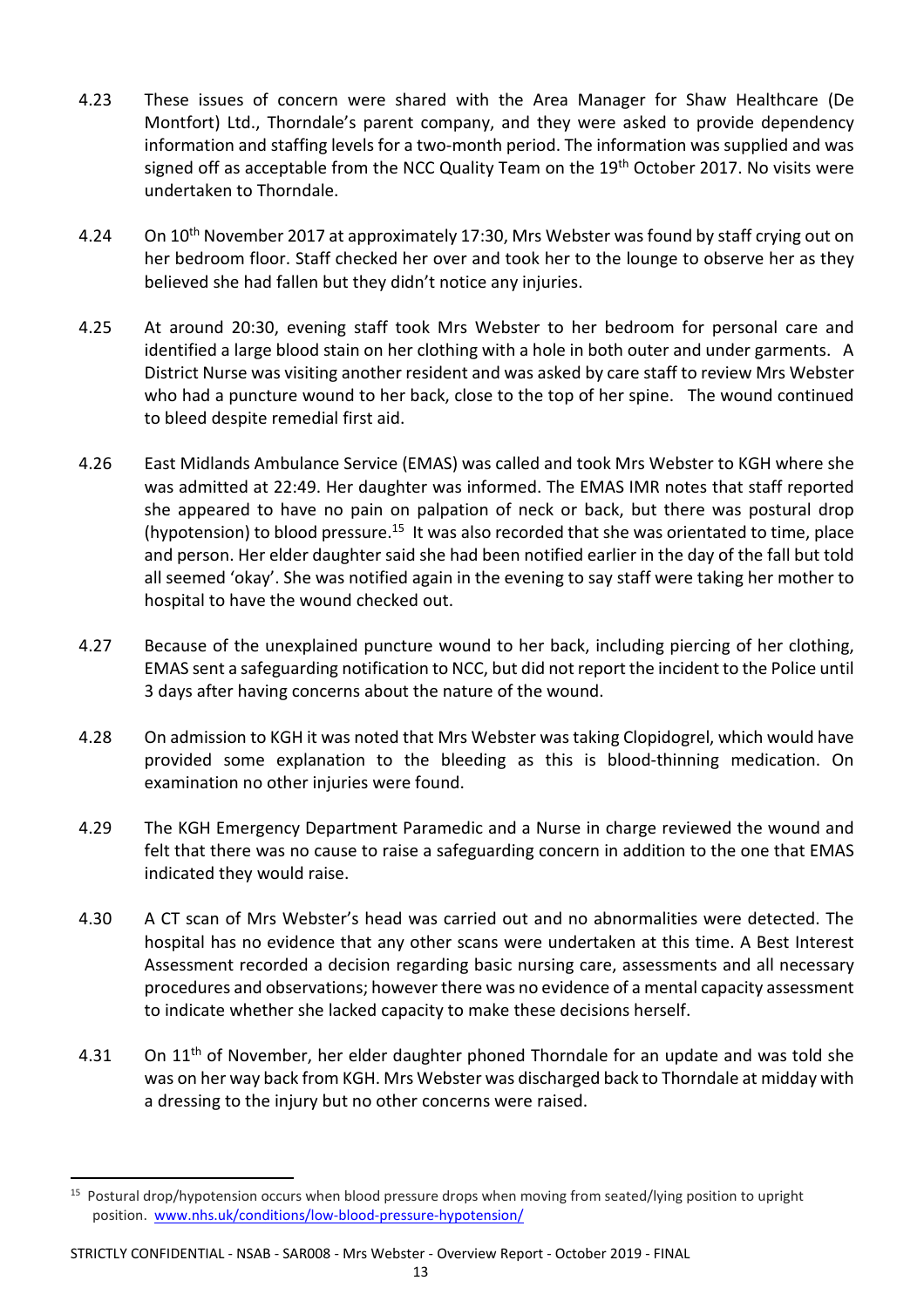4.23 These issues of concern were shared with the Area Manager for Shaw Healthcare (De Montfort) Ltd., Thorndale's parent company, and they were asked to provide dependency information and staffing levels for a two-month period. The information was supplied and was signed off as acceptable from the NCC Quality Team on the 19th October 2017. No visits were undertaken to Thorndale.

4.24 On 10th November 2017 at approximately 17:30, Mrs Webster was found by staff crying out on her bedroom floor. Staff checked her over and took her to the lounge to observe her as they believed she had fallen but they didn't notice any injuries.

4.25 At around 20:30, evening staff took Mrs Webster to her bedroom for personal care and identified a large blood stain on her clothing with a hole in both outer and under garments. A District Nurse was visiting another resident and was asked by care staff to review Mrs Webster who had a puncture wound to her back, close to the top of her spine. The wound continued to bleed despite remedial first aid.

4.26 East Midlands Ambulance Service (EMAS) was called and took Mrs Webster to KGH where she was admitted at 22:49. Her daughter was informed. The EMAS IMR notes that staff reported she appeared to have no pain on palpation of neck or back, but there was postural drop (hypotension) to blood pressure.[15] It was also recorded that she was orientated to time, place and person. Her elder daughter said she had been notified earlier in the day of the fall but told all seemed 'okay'. She was notified again in the evening to say staff were taking her mother to hospital to have the wound checked out.

4.27 Because of the unexplained puncture wound to her back, including piercing of her clothing, EMAS sent a safeguarding notification to NCC, but did not report the incident to the Police until 3 days after having concerns about the nature of the wound.

4.28 On admission to KGH it was noted that Mrs Webster was taking Clopidogrel, which would have provided some explanation to the bleeding as this is blood-thinning medication. On examination no other injuries were found.

4.29 The KGH Emergency Department Paramedic and a Nurse in charge reviewed the wound and felt that there was no cause to raise a safeguarding concern in addition to the one that EMAS indicated they would raise.

4.30 A CT scan of Mrs Webster's head was carried out and no abnormalities were detected. The hospital has no evidence that any other scans were undertaken at this time. A Best Interest Assessment recorded a decision regarding basic nursing care, assessments and all necessary procedures and observations; however there was no evidence of a mental capacity assessment to indicate whether she lacked capacity to make these decisions herself.

4.31 On 11th of November, her elder daughter phoned Thorndale for an update and was told she was on her way back from KGH. Mrs Webster was discharged back to Thorndale at midday with a dressing to the injury but no other concerns were raised.

[15] Postural drop/hypotension occurs when blood pressure drops when moving from seated/lying position to upright position. www.nhs.uk/conditions/low-blood-pressure-hypotension/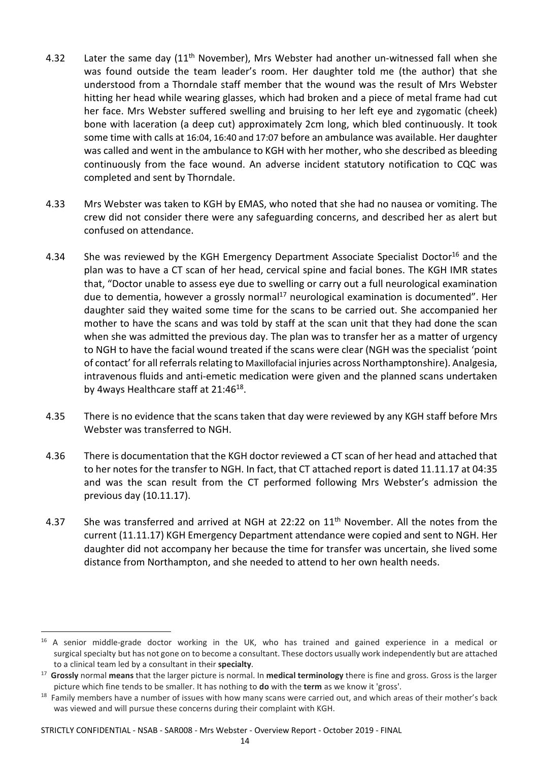4.32 Later the same day (11th November), Mrs Webster had another un-witnessed fall when she was found outside the team leader's room. Her daughter told me (the author) that she understood from a Thorndale staff member that the wound was the result of Mrs Webster hitting her head while wearing glasses, which had broken and a piece of metal frame had cut her face. Mrs Webster suffered swelling and bruising to her left eye and zygomatic (cheek) bone with laceration (a deep cut) approximately 2cm long, which bled continuously. It took some time with calls at 16:04, 16:40 and 17:07 before an ambulance was available. Her daughter was called and went in the ambulance to KGH with her mother, who she described as bleeding continuously from the face wound. An adverse incident statutory notification to CQC was completed and sent by Thorndale.

4.33 Mrs Webster was taken to KGH by EMAS, who noted that she had no nausea or vomiting. The crew did not consider there were any safeguarding concerns, and described her as alert but confused on attendance.

4.34 She was reviewed by the KGH Emergency Department Associate Specialist Doctor[16] and the plan was to have a CT scan of her head, cervical spine and facial bones. The KGH IMR states that, "Doctor unable to assess eye due to swelling or carry out a full neurological examination due to dementia, however a grossly normal[17] neurological examination is documented". Her daughter said they waited some time for the scans to be carried out. She accompanied her mother to have the scans and was told by staff at the scan unit that they had done the scan when she was admitted the previous day. The plan was to transfer her as a matter of urgency to NGH to have the facial wound treated if the scans were clear (NGH was the specialist 'point of contact' for all referrals relating to Maxillofacial injuries across Northamptonshire). Analgesia, intravenous fluids and anti-emetic medication were given and the planned scans undertaken by 4ways Healthcare staff at 21:46[18].

4.35 There is no evidence that the scans taken that day were reviewed by any KGH staff before Mrs Webster was transferred to NGH.

4.36 There is documentation that the KGH doctor reviewed a CT scan of her head and attached that to her notes for the transfer to NGH. In fact, that CT attached report is dated 11.11.17 at 04:35 and was the scan result from the CT performed following Mrs Webster's admission the previous day (10.11.17).

4.37 She was transferred and arrived at NGH at 22:22 on 11th November. All the notes from the current (11.11.17) KGH Emergency Department attendance were copied and sent to NGH. Her daughter did not accompany her because the time for transfer was uncertain, she lived some distance from Northampton, and she needed to attend to her own health needs.

---

[16] A senior middle-grade doctor working in the UK, who has trained and gained experience in a medical or surgical specialty but has not gone on to become a consultant. These doctors usually work independently but are attached to a clinical team led by a consultant in their **specialty**.

[17] **Grossly** normal **means** that the larger picture is normal. In **medical terminology** there is fine and gross. Gross is the larger picture which fine tends to be smaller. It has nothing to **do** with the **term** as we know it 'gross'.

[18] Family members have a number of issues with how many scans were carried out, and which areas of their mother's back was viewed and will pursue these concerns during their complaint with KGH.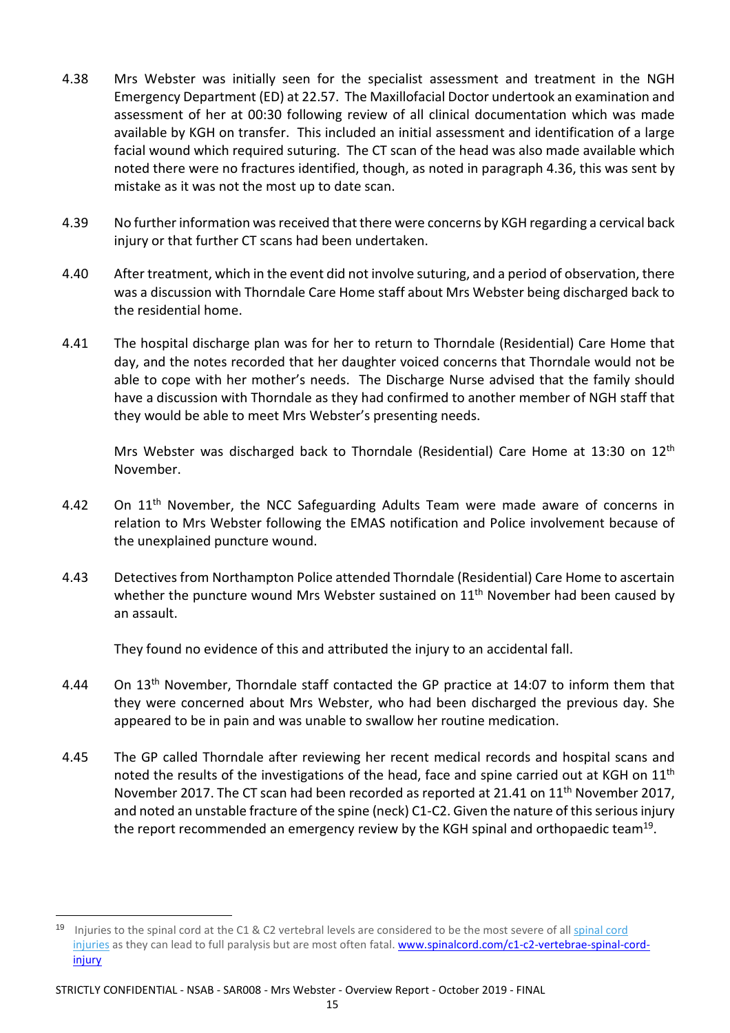4.38 Mrs Webster was initially seen for the specialist assessment and treatment in the NGH Emergency Department (ED) at 22.57. The Maxillofacial Doctor undertook an examination and assessment of her at 00:30 following review of all clinical documentation which was made available by KGH on transfer. This included an initial assessment and identification of a large facial wound which required suturing. The CT scan of the head was also made available which noted there were no fractures identified, though, as noted in paragraph 4.36, this was sent by mistake as it was not the most up to date scan.

4.39 No further information was received that there were concerns by KGH regarding a cervical back injury or that further CT scans had been undertaken.

4.40 After treatment, which in the event did not involve suturing, and a period of observation, there was a discussion with Thorndale Care Home staff about Mrs Webster being discharged back to the residential home.

4.41 The hospital discharge plan was for her to return to Thorndale (Residential) Care Home that day, and the notes recorded that her daughter voiced concerns that Thorndale would not be able to cope with her mother's needs. The Discharge Nurse advised that the family should have a discussion with Thorndale as they had confirmed to another member of NGH staff that they would be able to meet Mrs Webster's presenting needs.

Mrs Webster was discharged back to Thorndale (Residential) Care Home at 13:30 on 12th November.

4.42 On 11th November, the NCC Safeguarding Adults Team were made aware of concerns in relation to Mrs Webster following the EMAS notification and Police involvement because of the unexplained puncture wound.

4.43 Detectives from Northampton Police attended Thorndale (Residential) Care Home to ascertain whether the puncture wound Mrs Webster sustained on 11th November had been caused by an assault.

They found no evidence of this and attributed the injury to an accidental fall.

4.44 On 13th November, Thorndale staff contacted the GP practice at 14:07 to inform them that they were concerned about Mrs Webster, who had been discharged the previous day. She appeared to be in pain and was unable to swallow her routine medication.

4.45 The GP called Thorndale after reviewing her recent medical records and hospital scans and noted the results of the investigations of the head, face and spine carried out at KGH on 11th November 2017. The CT scan had been recorded as reported at 21.41 on 11th November 2017, and noted an unstable fracture of the spine (neck) C1-C2. Given the nature of this serious injury the report recommended an emergency review by the KGH spinal and orthopaedic team[19].

---

[19] Injuries to the spinal cord at the C1 & C2 vertebral levels are considered to be the most severe of all spinal cord injuries as they can lead to full paralysis but are most often fatal. www.spinalcord.com/c1-c2-vertebrae-spinal-cord-injury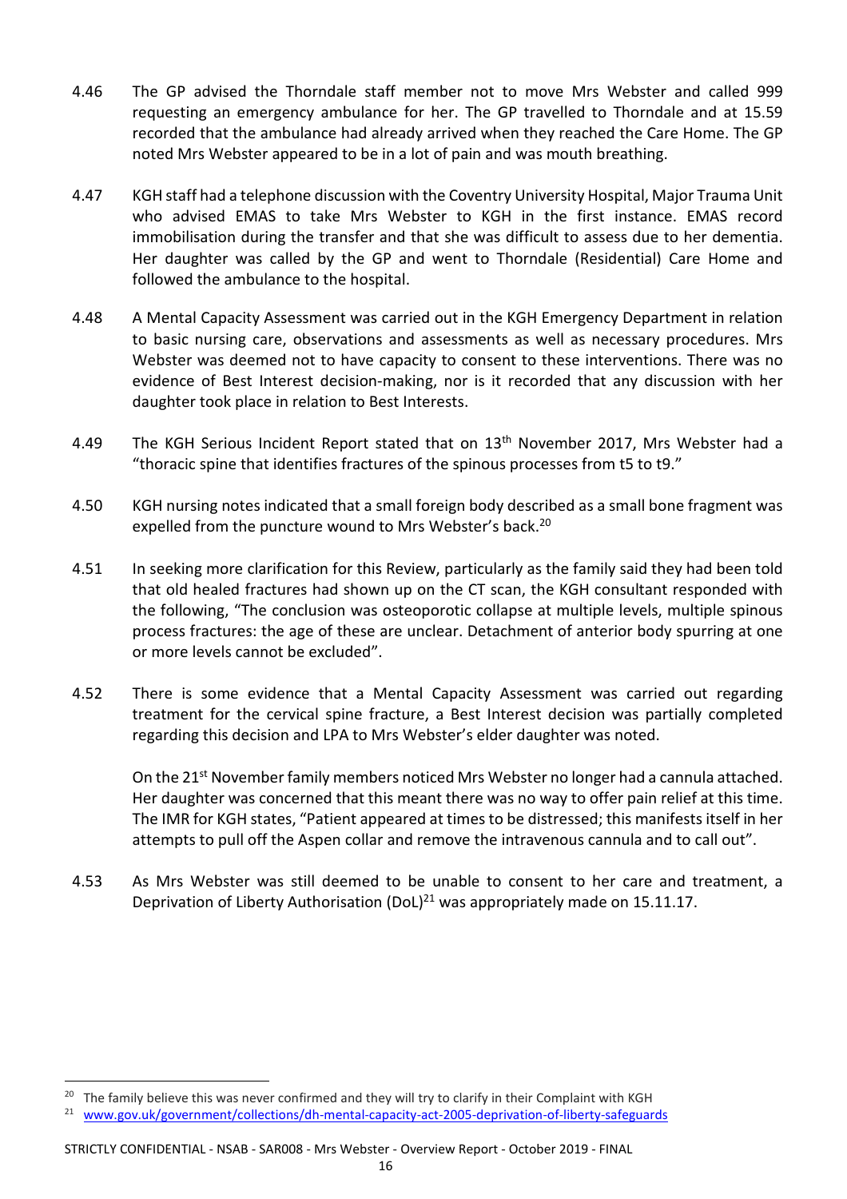4.46 The GP advised the Thorndale staff member not to move Mrs Webster and called 999 requesting an emergency ambulance for her. The GP travelled to Thorndale and at 15.59 recorded that the ambulance had already arrived when they reached the Care Home. The GP noted Mrs Webster appeared to be in a lot of pain and was mouth breathing.

4.47 KGH staff had a telephone discussion with the Coventry University Hospital, Major Trauma Unit who advised EMAS to take Mrs Webster to KGH in the first instance. EMAS record immobilisation during the transfer and that she was difficult to assess due to her dementia. Her daughter was called by the GP and went to Thorndale (Residential) Care Home and followed the ambulance to the hospital.

4.48 A Mental Capacity Assessment was carried out in the KGH Emergency Department in relation to basic nursing care, observations and assessments as well as necessary procedures. Mrs Webster was deemed not to have capacity to consent to these interventions. There was no evidence of Best Interest decision-making, nor is it recorded that any discussion with her daughter took place in relation to Best Interests.

4.49 The KGH Serious Incident Report stated that on 13th November 2017, Mrs Webster had a "thoracic spine that identifies fractures of the spinous processes from t5 to t9."

4.50 KGH nursing notes indicated that a small foreign body described as a small bone fragment was expelled from the puncture wound to Mrs Webster's back.[20]

4.51 In seeking more clarification for this Review, particularly as the family said they had been told that old healed fractures had shown up on the CT scan, the KGH consultant responded with the following, "The conclusion was osteoporotic collapse at multiple levels, multiple spinous process fractures: the age of these are unclear. Detachment of anterior body spurring at one or more levels cannot be excluded".

4.52 There is some evidence that a Mental Capacity Assessment was carried out regarding treatment for the cervical spine fracture, a Best Interest decision was partially completed regarding this decision and LPA to Mrs Webster's elder daughter was noted.

On the 21st November family members noticed Mrs Webster no longer had a cannula attached. Her daughter was concerned that this meant there was no way to offer pain relief at this time. The IMR for KGH states, "Patient appeared at times to be distressed; this manifests itself in her attempts to pull off the Aspen collar and remove the intravenous cannula and to call out".

4.53 As Mrs Webster was still deemed to be unable to consent to her care and treatment, a Deprivation of Liberty Authorisation (DoL)[21] was appropriately made on 15.11.17.

---

[20] The family believe this was never confirmed and they will try to clarify in their Complaint with KGH

[21] www.gov.uk/government/collections/dh-mental-capacity-act-2005-deprivation-of-liberty-safeguards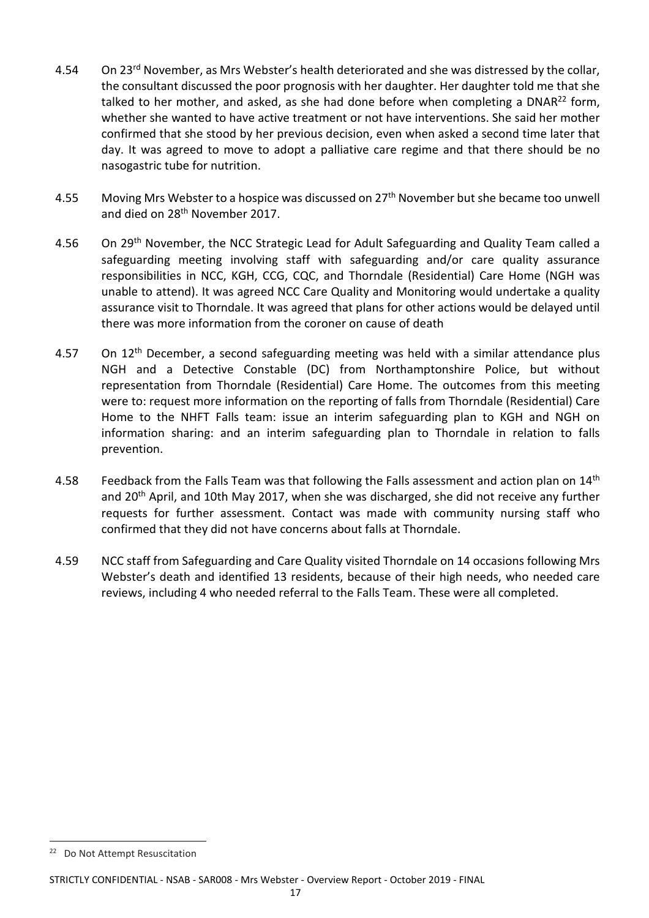4.54 On 23rd November, as Mrs Webster's health deteriorated and she was distressed by the collar, the consultant discussed the poor prognosis with her daughter. Her daughter told me that she talked to her mother, and asked, as she had done before when completing a DNAR[22] form, whether she wanted to have active treatment or not have interventions. She said her mother confirmed that she stood by her previous decision, even when asked a second time later that day. It was agreed to move to adopt a palliative care regime and that there should be no nasogastric tube for nutrition.

4.55 Moving Mrs Webster to a hospice was discussed on 27th November but she became too unwell and died on 28th November 2017.

4.56 On 29th November, the NCC Strategic Lead for Adult Safeguarding and Quality Team called a safeguarding meeting involving staff with safeguarding and/or care quality assurance responsibilities in NCC, KGH, CCG, CQC, and Thorndale (Residential) Care Home (NGH was unable to attend). It was agreed NCC Care Quality and Monitoring would undertake a quality assurance visit to Thorndale. It was agreed that plans for other actions would be delayed until there was more information from the coroner on cause of death

4.57 On 12th December, a second safeguarding meeting was held with a similar attendance plus NGH and a Detective Constable (DC) from Northamptonshire Police, but without representation from Thorndale (Residential) Care Home. The outcomes from this meeting were to: request more information on the reporting of falls from Thorndale (Residential) Care Home to the NHFT Falls team: issue an interim safeguarding plan to KGH and NGH on information sharing: and an interim safeguarding plan to Thorndale in relation to falls prevention.

4.58 Feedback from the Falls Team was that following the Falls assessment and action plan on 14th and 20th April, and 10th May 2017, when she was discharged, she did not receive any further requests for further assessment. Contact was made with community nursing staff who confirmed that they did not have concerns about falls at Thorndale.

4.59 NCC staff from Safeguarding and Care Quality visited Thorndale on 14 occasions following Mrs Webster's death and identified 13 residents, because of their high needs, who needed care reviews, including 4 who needed referral to the Falls Team. These were all completed.

---

[22] Do Not Attempt Resuscitation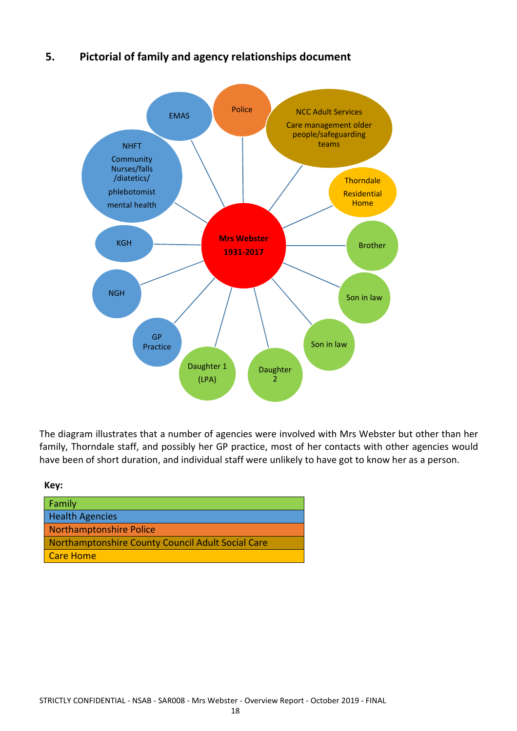## 5. Pictorial of family and agency relationships document

Mrs Webster 1931-2017

EMAS

Police

NCC Adult Services
Care management older people/safeguarding teams

NHFT
Community Nurses/falls /diatetics/
phlebotomist
mental health

Thorndale Residential Home

KGH

Brother

NGH

Son in law

Son in law

GP Practice

Daughter 1 (LPA)

Daughter 2

The diagram illustrates that a number of agencies were involved with Mrs Webster but other than her family, Thorndale staff, and possibly her GP practice, most of her contacts with other agencies would have been of short duration, and individual staff were unlikely to have got to know her as a person.

**Key:**

| Key |
|---|
| Family |
| Health Agencies |
| Northamptonshire Police |
| Northamptonshire County Council Adult Social Care |
| Care Home |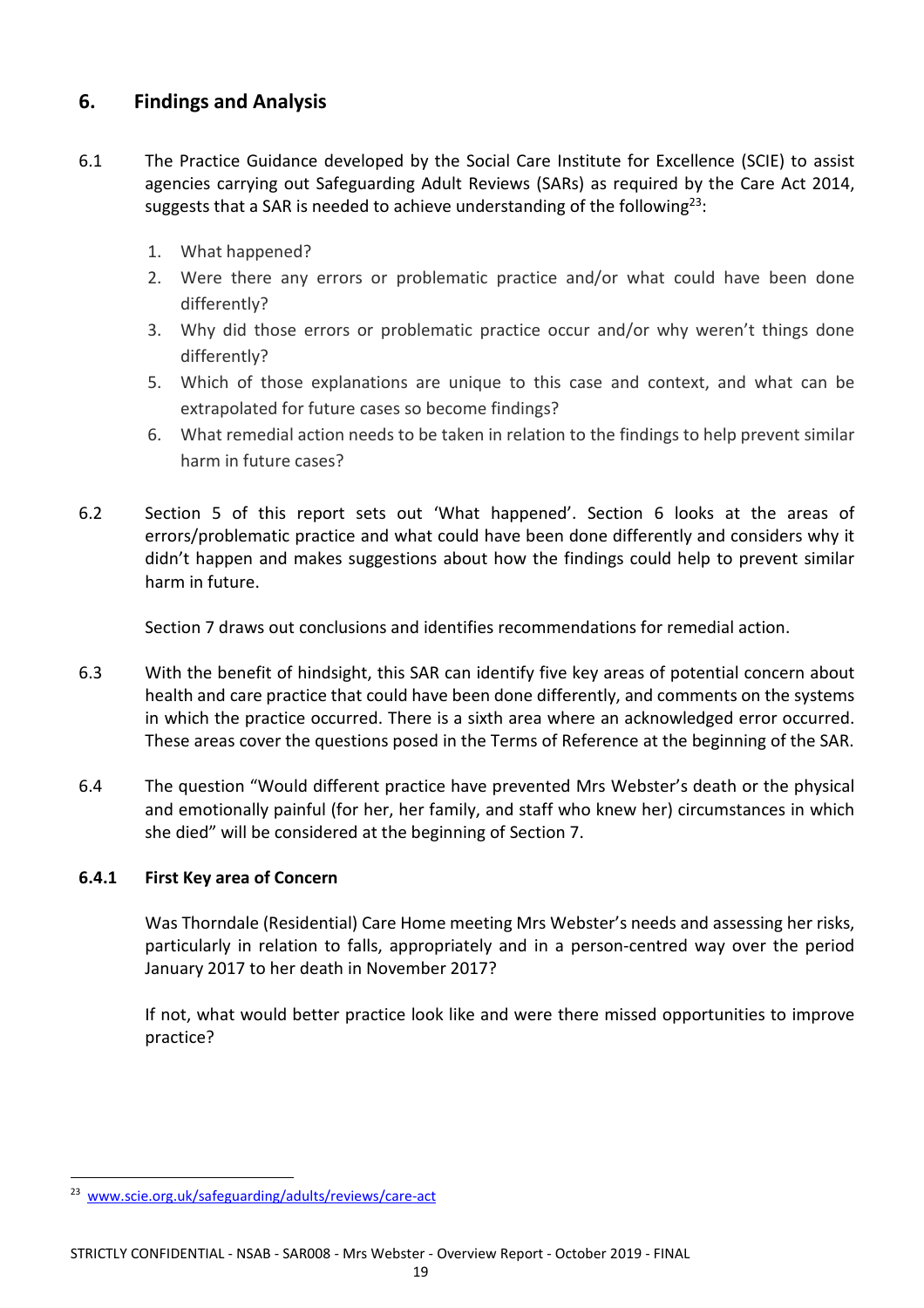## 6. Findings and Analysis

6.1 The Practice Guidance developed by the Social Care Institute for Excellence (SCIE) to assist agencies carrying out Safeguarding Adult Reviews (SARs) as required by the Care Act 2014, suggests that a SAR is needed to achieve understanding of the following[23]:

1. What happened?
2. Were there any errors or problematic practice and/or what could have been done differently?
3. Why did those errors or problematic practice occur and/or why weren't things done differently?
5. Which of those explanations are unique to this case and context, and what can be extrapolated for future cases so become findings?
6. What remedial action needs to be taken in relation to the findings to help prevent similar harm in future cases?

6.2 Section 5 of this report sets out 'What happened'. Section 6 looks at the areas of errors/problematic practice and what could have been done differently and considers why it didn't happen and makes suggestions about how the findings could help to prevent similar harm in future.

Section 7 draws out conclusions and identifies recommendations for remedial action.

6.3 With the benefit of hindsight, this SAR can identify five key areas of potential concern about health and care practice that could have been done differently, and comments on the systems in which the practice occurred. There is a sixth area where an acknowledged error occurred. These areas cover the questions posed in the Terms of Reference at the beginning of the SAR.

6.4 The question "Would different practice have prevented Mrs Webster's death or the physical and emotionally painful (for her, her family, and staff who knew her) circumstances in which she died" will be considered at the beginning of Section 7.

### 6.4.1 First Key area of Concern

Was Thorndale (Residential) Care Home meeting Mrs Webster's needs and assessing her risks, particularly in relation to falls, appropriately and in a person-centred way over the period January 2017 to her death in November 2017?

If not, what would better practice look like and were there missed opportunities to improve practice?

---

[23] www.scie.org.uk/safeguarding/adults/reviews/care-act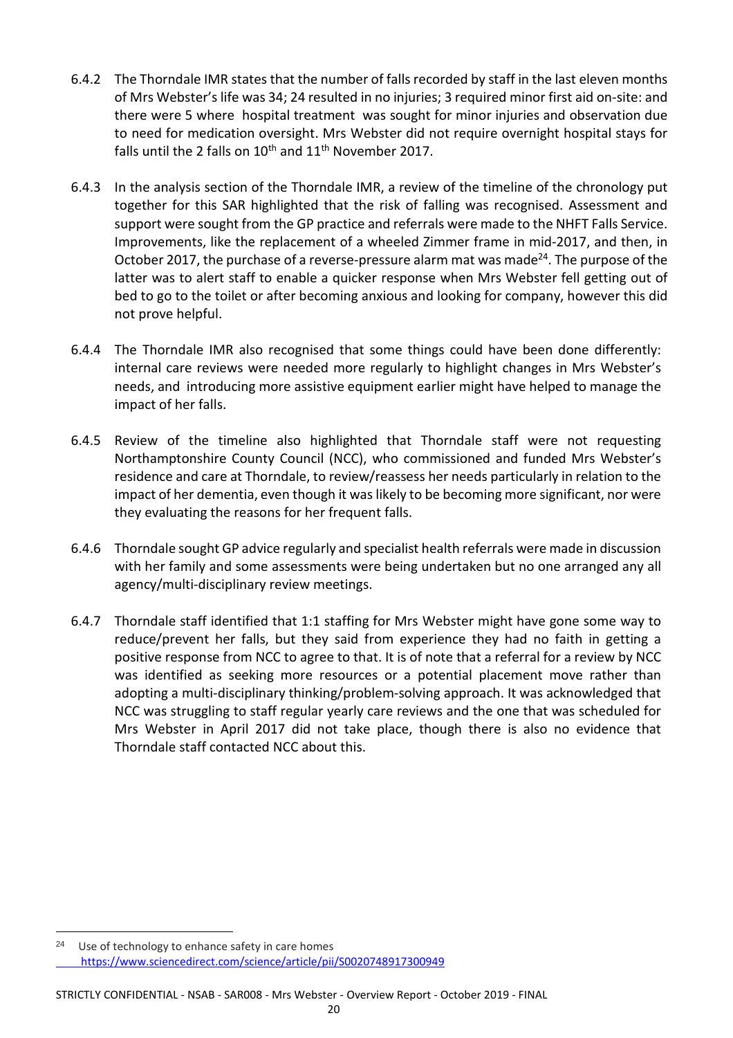6.4.2 The Thorndale IMR states that the number of falls recorded by staff in the last eleven months of Mrs Webster's life was 34; 24 resulted in no injuries; 3 required minor first aid on-site: and there were 5 where hospital treatment was sought for minor injuries and observation due to need for medication oversight. Mrs Webster did not require overnight hospital stays for falls until the 2 falls on 10th and 11th November 2017.

6.4.3 In the analysis section of the Thorndale IMR, a review of the timeline of the chronology put together for this SAR highlighted that the risk of falling was recognised. Assessment and support were sought from the GP practice and referrals were made to the NHFT Falls Service. Improvements, like the replacement of a wheeled Zimmer frame in mid-2017, and then, in October 2017, the purchase of a reverse-pressure alarm mat was made[24]. The purpose of the latter was to alert staff to enable a quicker response when Mrs Webster fell getting out of bed to go to the toilet or after becoming anxious and looking for company, however this did not prove helpful.

6.4.4 The Thorndale IMR also recognised that some things could have been done differently: internal care reviews were needed more regularly to highlight changes in Mrs Webster's needs, and introducing more assistive equipment earlier might have helped to manage the impact of her falls.

6.4.5 Review of the timeline also highlighted that Thorndale staff were not requesting Northamptonshire County Council (NCC), who commissioned and funded Mrs Webster's residence and care at Thorndale, to review/reassess her needs particularly in relation to the impact of her dementia, even though it was likely to be becoming more significant, nor were they evaluating the reasons for her frequent falls.

6.4.6 Thorndale sought GP advice regularly and specialist health referrals were made in discussion with her family and some assessments were being undertaken but no one arranged any all agency/multi-disciplinary review meetings.

6.4.7 Thorndale staff identified that 1:1 staffing for Mrs Webster might have gone some way to reduce/prevent her falls, but they said from experience they had no faith in getting a positive response from NCC to agree to that. It is of note that a referral for a review by NCC was identified as seeking more resources or a potential placement move rather than adopting a multi-disciplinary thinking/problem-solving approach. It was acknowledged that NCC was struggling to staff regular yearly care reviews and the one that was scheduled for Mrs Webster in April 2017 did not take place, though there is also no evidence that Thorndale staff contacted NCC about this.

[24] Use of technology to enhance safety in care homes https://www.sciencedirect.com/science/article/pii/S0020748917300949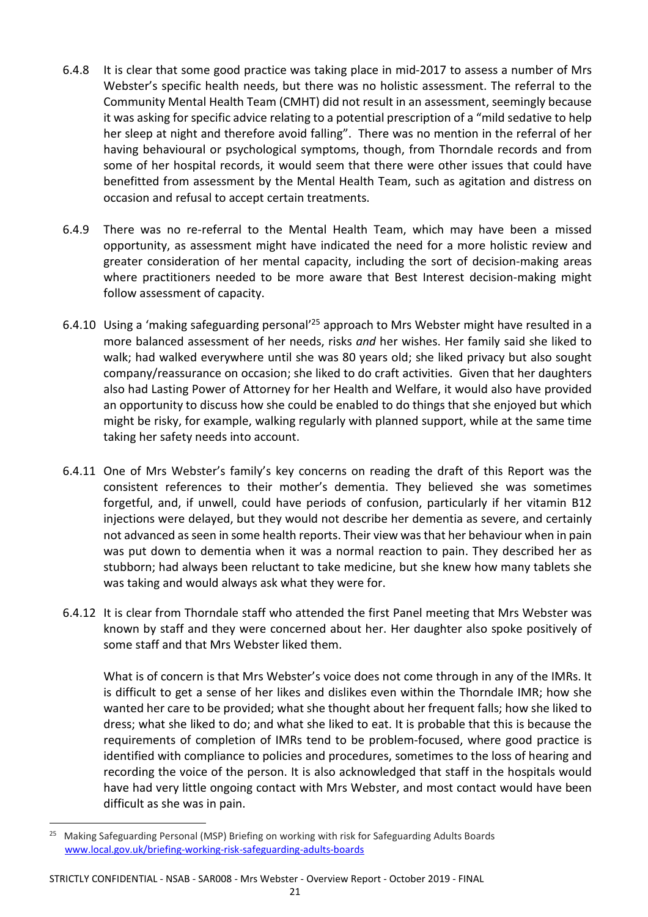6.4.8 It is clear that some good practice was taking place in mid-2017 to assess a number of Mrs Webster's specific health needs, but there was no holistic assessment. The referral to the Community Mental Health Team (CMHT) did not result in an assessment, seemingly because it was asking for specific advice relating to a potential prescription of a "mild sedative to help her sleep at night and therefore avoid falling". There was no mention in the referral of her having behavioural or psychological symptoms, though, from Thorndale records and from some of her hospital records, it would seem that there were other issues that could have benefitted from assessment by the Mental Health Team, such as agitation and distress on occasion and refusal to accept certain treatments.

6.4.9 There was no re-referral to the Mental Health Team, which may have been a missed opportunity, as assessment might have indicated the need for a more holistic review and greater consideration of her mental capacity, including the sort of decision-making areas where practitioners needed to be more aware that Best Interest decision-making might follow assessment of capacity.

6.4.10 Using a 'making safeguarding personal'[25] approach to Mrs Webster might have resulted in a more balanced assessment of her needs, risks *and* her wishes. Her family said she liked to walk; had walked everywhere until she was 80 years old; she liked privacy but also sought company/reassurance on occasion; she liked to do craft activities. Given that her daughters also had Lasting Power of Attorney for her Health and Welfare, it would also have provided an opportunity to discuss how she could be enabled to do things that she enjoyed but which might be risky, for example, walking regularly with planned support, while at the same time taking her safety needs into account.

6.4.11 One of Mrs Webster's family's key concerns on reading the draft of this Report was the consistent references to their mother's dementia. They believed she was sometimes forgetful, and, if unwell, could have periods of confusion, particularly if her vitamin B12 injections were delayed, but they would not describe her dementia as severe, and certainly not advanced as seen in some health reports. Their view was that her behaviour when in pain was put down to dementia when it was a normal reaction to pain. They described her as stubborn; had always been reluctant to take medicine, but she knew how many tablets she was taking and would always ask what they were for.

6.4.12 It is clear from Thorndale staff who attended the first Panel meeting that Mrs Webster was known by staff and they were concerned about her. Her daughter also spoke positively of some staff and that Mrs Webster liked them.

What is of concern is that Mrs Webster's voice does not come through in any of the IMRs. It is difficult to get a sense of her likes and dislikes even within the Thorndale IMR; how she wanted her care to be provided; what she thought about her frequent falls; how she liked to dress; what she liked to do; and what she liked to eat. It is probable that this is because the requirements of completion of IMRs tend to be problem-focused, where good practice is identified with compliance to policies and procedures, sometimes to the loss of hearing and recording the voice of the person. It is also acknowledged that staff in the hospitals would have had very little ongoing contact with Mrs Webster, and most contact would have been difficult as she was in pain.

---

[25] Making Safeguarding Personal (MSP) Briefing on working with risk for Safeguarding Adults Boards www.local.gov.uk/briefing-working-risk-safeguarding-adults-boards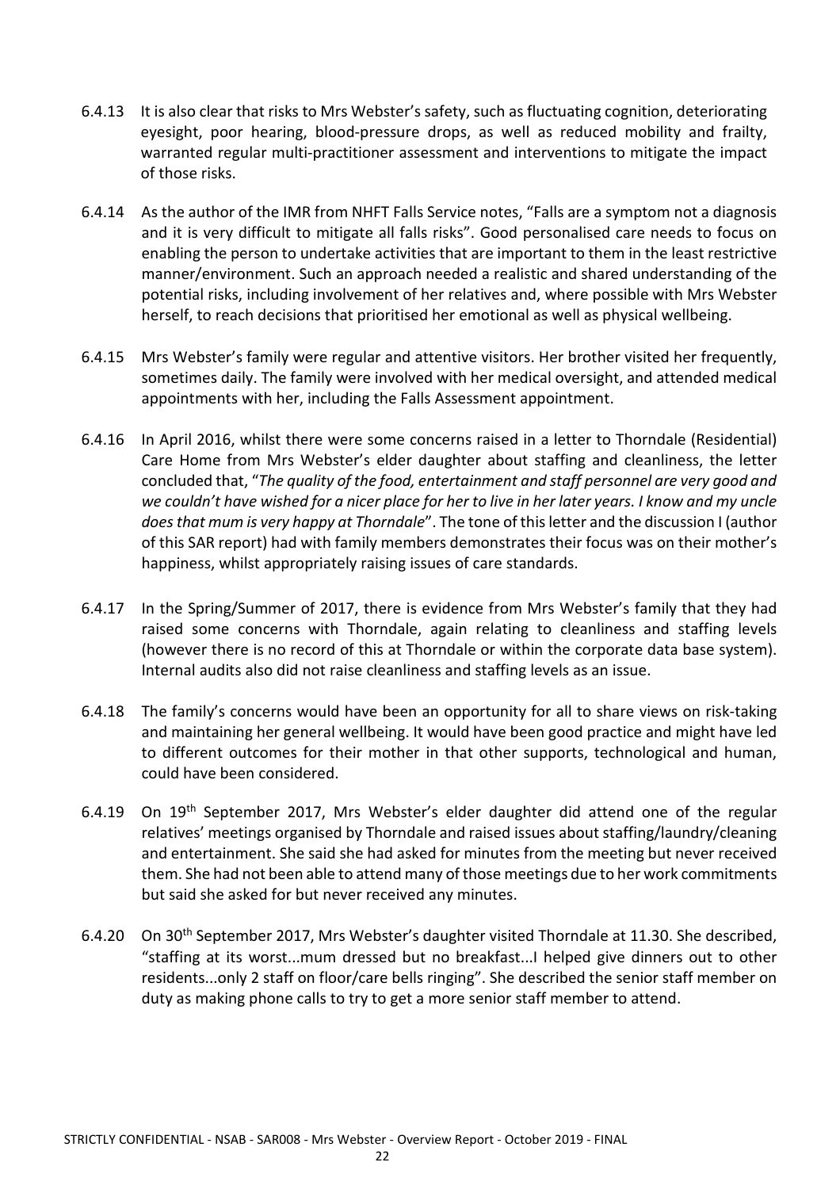6.4.13 It is also clear that risks to Mrs Webster's safety, such as fluctuating cognition, deteriorating eyesight, poor hearing, blood-pressure drops, as well as reduced mobility and frailty, warranted regular multi-practitioner assessment and interventions to mitigate the impact of those risks.

6.4.14 As the author of the IMR from NHFT Falls Service notes, "Falls are a symptom not a diagnosis and it is very difficult to mitigate all falls risks". Good personalised care needs to focus on enabling the person to undertake activities that are important to them in the least restrictive manner/environment. Such an approach needed a realistic and shared understanding of the potential risks, including involvement of her relatives and, where possible with Mrs Webster herself, to reach decisions that prioritised her emotional as well as physical wellbeing.

6.4.15 Mrs Webster's family were regular and attentive visitors. Her brother visited her frequently, sometimes daily. The family were involved with her medical oversight, and attended medical appointments with her, including the Falls Assessment appointment.

6.4.16 In April 2016, whilst there were some concerns raised in a letter to Thorndale (Residential) Care Home from Mrs Webster's elder daughter about staffing and cleanliness, the letter concluded that, "*The quality of the food, entertainment and staff personnel are very good and we couldn't have wished for a nicer place for her to live in her later years. I know and my uncle does that mum is very happy at Thorndale*". The tone of this letter and the discussion I (author of this SAR report) had with family members demonstrates their focus was on their mother's happiness, whilst appropriately raising issues of care standards.

6.4.17 In the Spring/Summer of 2017, there is evidence from Mrs Webster's family that they had raised some concerns with Thorndale, again relating to cleanliness and staffing levels (however there is no record of this at Thorndale or within the corporate data base system). Internal audits also did not raise cleanliness and staffing levels as an issue.

6.4.18 The family's concerns would have been an opportunity for all to share views on risk-taking and maintaining her general wellbeing. It would have been good practice and might have led to different outcomes for their mother in that other supports, technological and human, could have been considered.

6.4.19 On 19th September 2017, Mrs Webster's elder daughter did attend one of the regular relatives' meetings organised by Thorndale and raised issues about staffing/laundry/cleaning and entertainment. She said she had asked for minutes from the meeting but never received them. She had not been able to attend many of those meetings due to her work commitments but said she asked for but never received any minutes.

6.4.20 On 30th September 2017, Mrs Webster's daughter visited Thorndale at 11.30. She described, "staffing at its worst...mum dressed but no breakfast...I helped give dinners out to other residents...only 2 staff on floor/care bells ringing". She described the senior staff member on duty as making phone calls to try to get a more senior staff member to attend.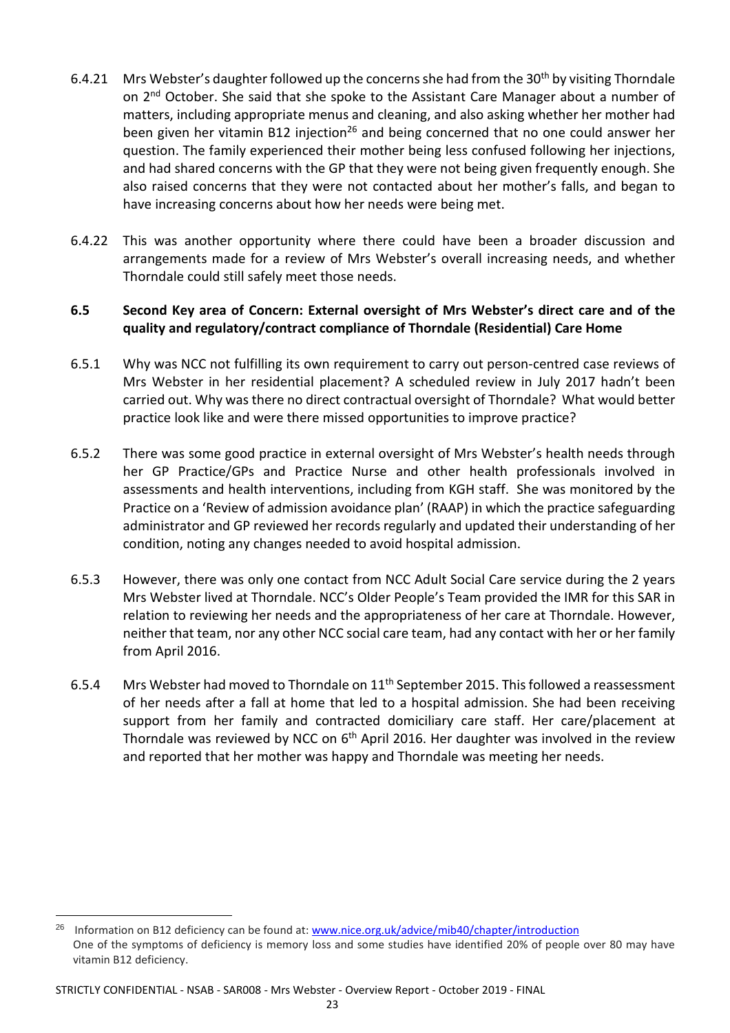6.4.21 Mrs Webster's daughter followed up the concerns she had from the 30th by visiting Thorndale on 2nd October. She said that she spoke to the Assistant Care Manager about a number of matters, including appropriate menus and cleaning, and also asking whether her mother had been given her vitamin B12 injection[26] and being concerned that no one could answer her question. The family experienced their mother being less confused following her injections, and had shared concerns with the GP that they were not being given frequently enough. She also raised concerns that they were not contacted about her mother's falls, and began to have increasing concerns about how her needs were being met.

6.4.22 This was another opportunity where there could have been a broader discussion and arrangements made for a review of Mrs Webster's overall increasing needs, and whether Thorndale could still safely meet those needs.

### 6.5 Second Key area of Concern: External oversight of Mrs Webster's direct care and of the quality and regulatory/contract compliance of Thorndale (Residential) Care Home

6.5.1 Why was NCC not fulfilling its own requirement to carry out person-centred case reviews of Mrs Webster in her residential placement? A scheduled review in July 2017 hadn't been carried out. Why was there no direct contractual oversight of Thorndale? What would better practice look like and were there missed opportunities to improve practice?

6.5.2 There was some good practice in external oversight of Mrs Webster's health needs through her GP Practice/GPs and Practice Nurse and other health professionals involved in assessments and health interventions, including from KGH staff. She was monitored by the Practice on a 'Review of admission avoidance plan' (RAAP) in which the practice safeguarding administrator and GP reviewed her records regularly and updated their understanding of her condition, noting any changes needed to avoid hospital admission.

6.5.3 However, there was only one contact from NCC Adult Social Care service during the 2 years Mrs Webster lived at Thorndale. NCC's Older People's Team provided the IMR for this SAR in relation to reviewing her needs and the appropriateness of her care at Thorndale. However, neither that team, nor any other NCC social care team, had any contact with her or her family from April 2016.

6.5.4 Mrs Webster had moved to Thorndale on 11th September 2015. This followed a reassessment of her needs after a fall at home that led to a hospital admission. She had been receiving support from her family and contracted domiciliary care staff. Her care/placement at Thorndale was reviewed by NCC on 6th April 2016. Her daughter was involved in the review and reported that her mother was happy and Thorndale was meeting her needs.

---

[26] Information on B12 deficiency can be found at: www.nice.org.uk/advice/mib40/chapter/introduction
One of the symptoms of deficiency is memory loss and some studies have identified 20% of people over 80 may have vitamin B12 deficiency.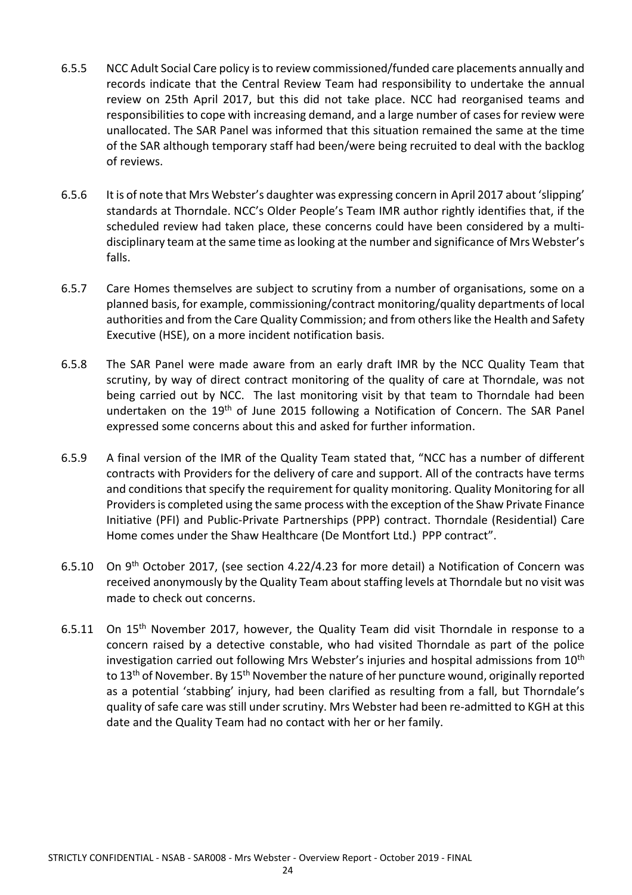6.5.5 NCC Adult Social Care policy is to review commissioned/funded care placements annually and records indicate that the Central Review Team had responsibility to undertake the annual review on 25th April 2017, but this did not take place. NCC had reorganised teams and responsibilities to cope with increasing demand, and a large number of cases for review were unallocated. The SAR Panel was informed that this situation remained the same at the time of the SAR although temporary staff had been/were being recruited to deal with the backlog of reviews.

6.5.6 It is of note that Mrs Webster's daughter was expressing concern in April 2017 about 'slipping' standards at Thorndale. NCC's Older People's Team IMR author rightly identifies that, if the scheduled review had taken place, these concerns could have been considered by a multi-disciplinary team at the same time as looking at the number and significance of Mrs Webster's falls.

6.5.7 Care Homes themselves are subject to scrutiny from a number of organisations, some on a planned basis, for example, commissioning/contract monitoring/quality departments of local authorities and from the Care Quality Commission; and from others like the Health and Safety Executive (HSE), on a more incident notification basis.

6.5.8 The SAR Panel were made aware from an early draft IMR by the NCC Quality Team that scrutiny, by way of direct contract monitoring of the quality of care at Thorndale, was not being carried out by NCC. The last monitoring visit by that team to Thorndale had been undertaken on the 19th of June 2015 following a Notification of Concern. The SAR Panel expressed some concerns about this and asked for further information.

6.5.9 A final version of the IMR of the Quality Team stated that, "NCC has a number of different contracts with Providers for the delivery of care and support. All of the contracts have terms and conditions that specify the requirement for quality monitoring. Quality Monitoring for all Providers is completed using the same process with the exception of the Shaw Private Finance Initiative (PFI) and Public-Private Partnerships (PPP) contract. Thorndale (Residential) Care Home comes under the Shaw Healthcare (De Montfort Ltd.) PPP contract".

6.5.10 On 9th October 2017, (see section 4.22/4.23 for more detail) a Notification of Concern was received anonymously by the Quality Team about staffing levels at Thorndale but no visit was made to check out concerns.

6.5.11 On 15th November 2017, however, the Quality Team did visit Thorndale in response to a concern raised by a detective constable, who had visited Thorndale as part of the police investigation carried out following Mrs Webster's injuries and hospital admissions from 10th to 13th of November. By 15th November the nature of her puncture wound, originally reported as a potential 'stabbing' injury, had been clarified as resulting from a fall, but Thorndale's quality of safe care was still under scrutiny. Mrs Webster had been re-admitted to KGH at this date and the Quality Team had no contact with her or her family.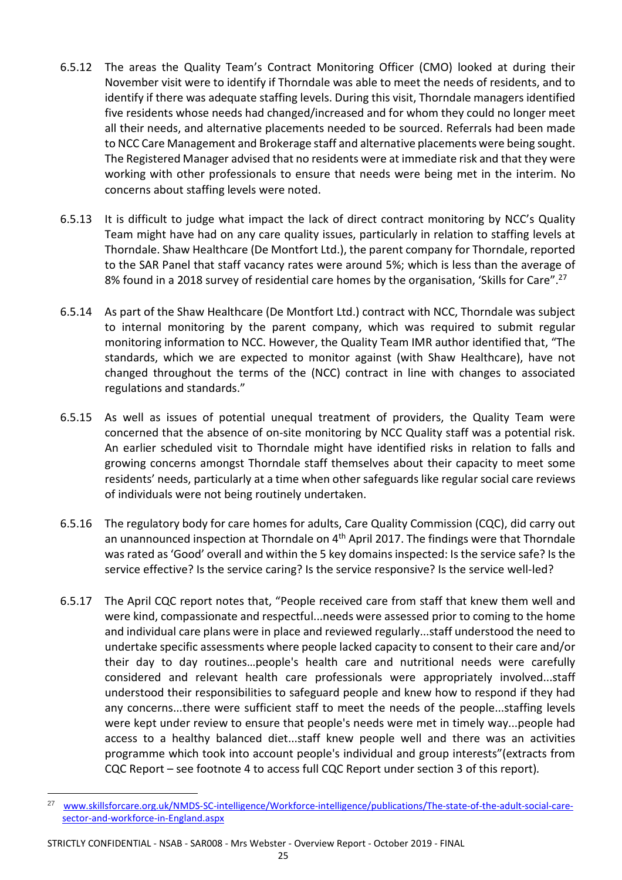6.5.12 The areas the Quality Team's Contract Monitoring Officer (CMO) looked at during their November visit were to identify if Thorndale was able to meet the needs of residents, and to identify if there was adequate staffing levels. During this visit, Thorndale managers identified five residents whose needs had changed/increased and for whom they could no longer meet all their needs, and alternative placements needed to be sourced. Referrals had been made to NCC Care Management and Brokerage staff and alternative placements were being sought. The Registered Manager advised that no residents were at immediate risk and that they were working with other professionals to ensure that needs were being met in the interim. No concerns about staffing levels were noted.

6.5.13 It is difficult to judge what impact the lack of direct contract monitoring by NCC's Quality Team might have had on any care quality issues, particularly in relation to staffing levels at Thorndale. Shaw Healthcare (De Montfort Ltd.), the parent company for Thorndale, reported to the SAR Panel that staff vacancy rates were around 5%; which is less than the average of 8% found in a 2018 survey of residential care homes by the organisation, 'Skills for Care".[27]

6.5.14 As part of the Shaw Healthcare (De Montfort Ltd.) contract with NCC, Thorndale was subject to internal monitoring by the parent company, which was required to submit regular monitoring information to NCC. However, the Quality Team IMR author identified that, "The standards, which we are expected to monitor against (with Shaw Healthcare), have not changed throughout the terms of the (NCC) contract in line with changes to associated regulations and standards."

6.5.15 As well as issues of potential unequal treatment of providers, the Quality Team were concerned that the absence of on-site monitoring by NCC Quality staff was a potential risk. An earlier scheduled visit to Thorndale might have identified risks in relation to falls and growing concerns amongst Thorndale staff themselves about their capacity to meet some residents' needs, particularly at a time when other safeguards like regular social care reviews of individuals were not being routinely undertaken.

6.5.16 The regulatory body for care homes for adults, Care Quality Commission (CQC), did carry out an unannounced inspection at Thorndale on 4th April 2017. The findings were that Thorndale was rated as 'Good' overall and within the 5 key domains inspected: Is the service safe? Is the service effective? Is the service caring? Is the service responsive? Is the service well-led?

6.5.17 The April CQC report notes that, "People received care from staff that knew them well and were kind, compassionate and respectful...needs were assessed prior to coming to the home and individual care plans were in place and reviewed regularly...staff understood the need to undertake specific assessments where people lacked capacity to consent to their care and/or their day to day routines…people's health care and nutritional needs were carefully considered and relevant health care professionals were appropriately involved...staff understood their responsibilities to safeguard people and knew how to respond if they had any concerns...there were sufficient staff to meet the needs of the people...staffing levels were kept under review to ensure that people's needs were met in timely way...people had access to a healthy balanced diet...staff knew people well and there was an activities programme which took into account people's individual and group interests"(extracts from CQC Report – see footnote 4 to access full CQC Report under section 3 of this report).

---

[27] www.skillsforcare.org.uk/NMDS-SC-intelligence/Workforce-intelligence/publications/The-state-of-the-adult-social-care-sector-and-workforce-in-England.aspx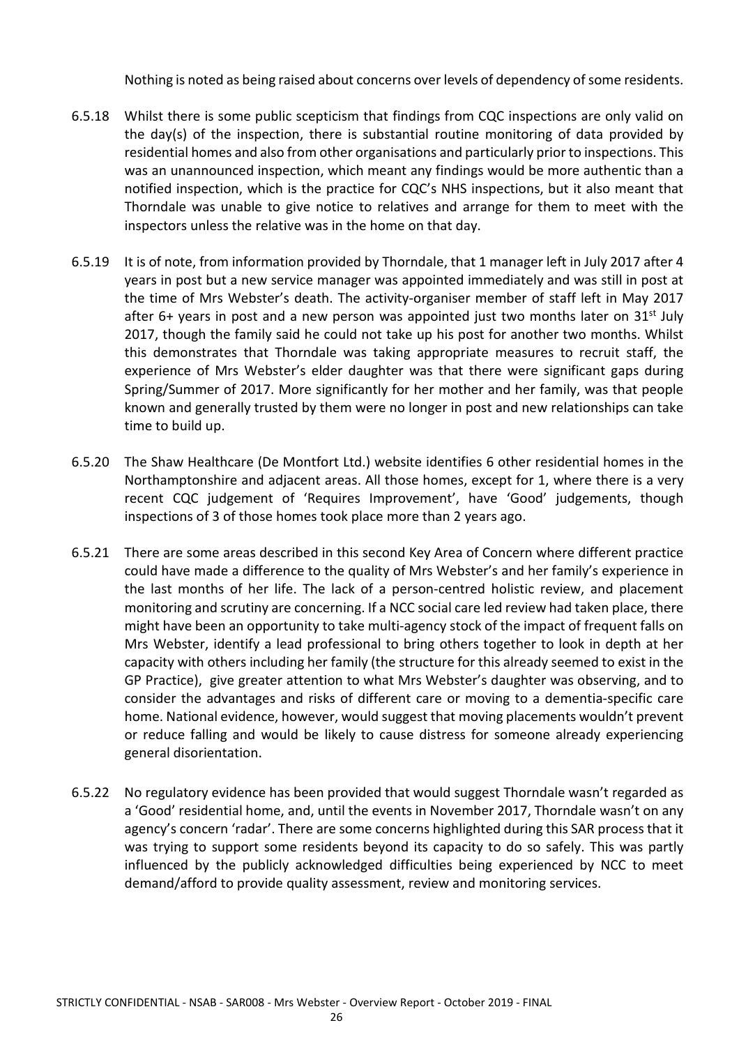Nothing is noted as being raised about concerns over levels of dependency of some residents.

6.5.18 Whilst there is some public scepticism that findings from CQC inspections are only valid on the day(s) of the inspection, there is substantial routine monitoring of data provided by residential homes and also from other organisations and particularly prior to inspections. This was an unannounced inspection, which meant any findings would be more authentic than a notified inspection, which is the practice for CQC's NHS inspections, but it also meant that Thorndale was unable to give notice to relatives and arrange for them to meet with the inspectors unless the relative was in the home on that day.

6.5.19 It is of note, from information provided by Thorndale, that 1 manager left in July 2017 after 4 years in post but a new service manager was appointed immediately and was still in post at the time of Mrs Webster's death. The activity-organiser member of staff left in May 2017 after 6+ years in post and a new person was appointed just two months later on 31st July 2017, though the family said he could not take up his post for another two months. Whilst this demonstrates that Thorndale was taking appropriate measures to recruit staff, the experience of Mrs Webster's elder daughter was that there were significant gaps during Spring/Summer of 2017. More significantly for her mother and her family, was that people known and generally trusted by them were no longer in post and new relationships can take time to build up.

6.5.20 The Shaw Healthcare (De Montfort Ltd.) website identifies 6 other residential homes in the Northamptonshire and adjacent areas. All those homes, except for 1, where there is a very recent CQC judgement of 'Requires Improvement', have 'Good' judgements, though inspections of 3 of those homes took place more than 2 years ago.

6.5.21 There are some areas described in this second Key Area of Concern where different practice could have made a difference to the quality of Mrs Webster's and her family's experience in the last months of her life. The lack of a person-centred holistic review, and placement monitoring and scrutiny are concerning. If a NCC social care led review had taken place, there might have been an opportunity to take multi-agency stock of the impact of frequent falls on Mrs Webster, identify a lead professional to bring others together to look in depth at her capacity with others including her family (the structure for this already seemed to exist in the GP Practice), give greater attention to what Mrs Webster's daughter was observing, and to consider the advantages and risks of different care or moving to a dementia-specific care home. National evidence, however, would suggest that moving placements wouldn't prevent or reduce falling and would be likely to cause distress for someone already experiencing general disorientation.

6.5.22 No regulatory evidence has been provided that would suggest Thorndale wasn't regarded as a 'Good' residential home, and, until the events in November 2017, Thorndale wasn't on any agency's concern 'radar'. There are some concerns highlighted during this SAR process that it was trying to support some residents beyond its capacity to do so safely. This was partly influenced by the publicly acknowledged difficulties being experienced by NCC to meet demand/afford to provide quality assessment, review and monitoring services.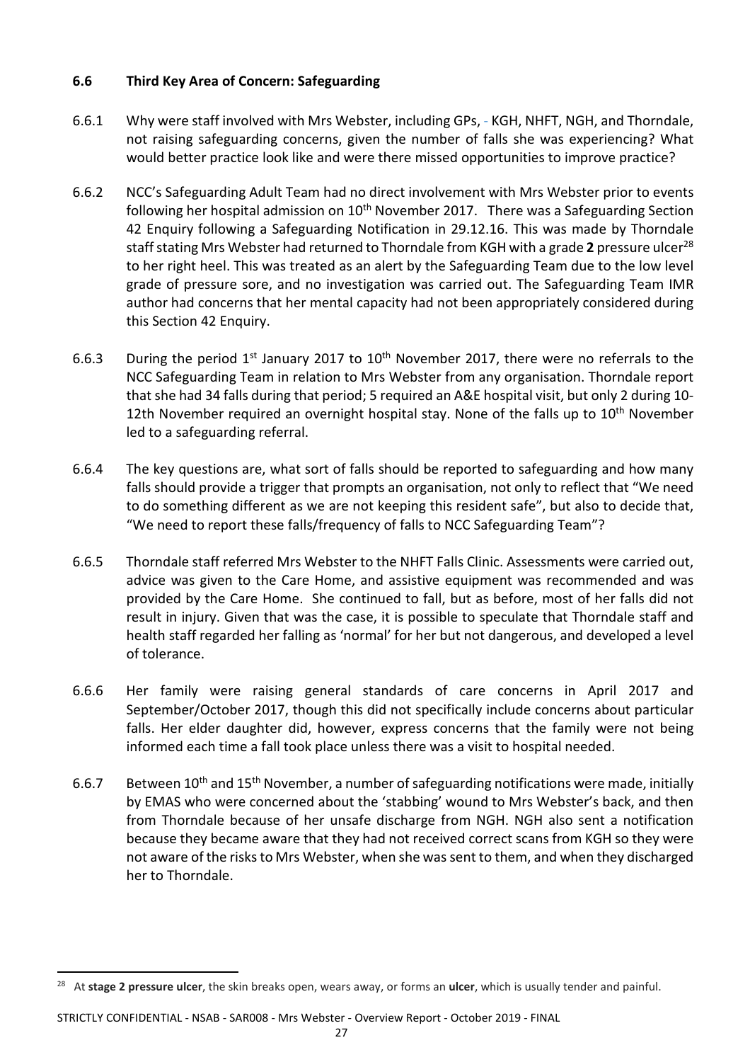### 6.6 Third Key Area of Concern: Safeguarding

6.6.1 Why were staff involved with Mrs Webster, including GPs, - KGH, NHFT, NGH, and Thorndale, not raising safeguarding concerns, given the number of falls she was experiencing? What would better practice look like and were there missed opportunities to improve practice?

6.6.2 NCC's Safeguarding Adult Team had no direct involvement with Mrs Webster prior to events following her hospital admission on 10th November 2017. There was a Safeguarding Section 42 Enquiry following a Safeguarding Notification in 29.12.16. This was made by Thorndale staff stating Mrs Webster had returned to Thorndale from KGH with a grade **2** pressure ulcer[28] to her right heel. This was treated as an alert by the Safeguarding Team due to the low level grade of pressure sore, and no investigation was carried out. The Safeguarding Team IMR author had concerns that her mental capacity had not been appropriately considered during this Section 42 Enquiry.

6.6.3 During the period 1st January 2017 to 10th November 2017, there were no referrals to the NCC Safeguarding Team in relation to Mrs Webster from any organisation. Thorndale report that she had 34 falls during that period; 5 required an A&E hospital visit, but only 2 during 10-12th November required an overnight hospital stay. None of the falls up to 10th November led to a safeguarding referral.

6.6.4 The key questions are, what sort of falls should be reported to safeguarding and how many falls should provide a trigger that prompts an organisation, not only to reflect that "We need to do something different as we are not keeping this resident safe", but also to decide that, "We need to report these falls/frequency of falls to NCC Safeguarding Team"?

6.6.5 Thorndale staff referred Mrs Webster to the NHFT Falls Clinic. Assessments were carried out, advice was given to the Care Home, and assistive equipment was recommended and was provided by the Care Home. She continued to fall, but as before, most of her falls did not result in injury. Given that was the case, it is possible to speculate that Thorndale staff and health staff regarded her falling as 'normal' for her but not dangerous, and developed a level of tolerance.

6.6.6 Her family were raising general standards of care concerns in April 2017 and September/October 2017, though this did not specifically include concerns about particular falls. Her elder daughter did, however, express concerns that the family were not being informed each time a fall took place unless there was a visit to hospital needed.

6.6.7 Between 10th and 15th November, a number of safeguarding notifications were made, initially by EMAS who were concerned about the 'stabbing' wound to Mrs Webster's back, and then from Thorndale because of her unsafe discharge from NGH. NGH also sent a notification because they became aware that they had not received correct scans from KGH so they were not aware of the risks to Mrs Webster, when she was sent to them, and when they discharged her to Thorndale.

---

[28] At **stage 2 pressure ulcer**, the skin breaks open, wears away, or forms an **ulcer**, which is usually tender and painful.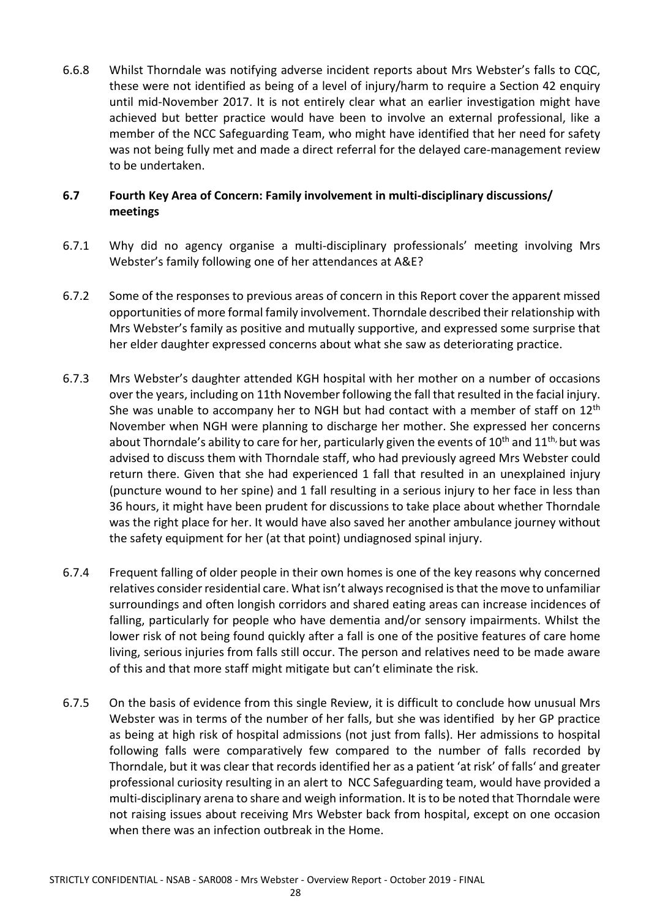6.6.8 Whilst Thorndale was notifying adverse incident reports about Mrs Webster's falls to CQC, these were not identified as being of a level of injury/harm to require a Section 42 enquiry until mid-November 2017. It is not entirely clear what an earlier investigation might have achieved but better practice would have been to involve an external professional, like a member of the NCC Safeguarding Team, who might have identified that her need for safety was not being fully met and made a direct referral for the delayed care-management review to be undertaken.

### 6.7 Fourth Key Area of Concern: Family involvement in multi-disciplinary discussions/ meetings

6.7.1 Why did no agency organise a multi-disciplinary professionals' meeting involving Mrs Webster's family following one of her attendances at A&E?

6.7.2 Some of the responses to previous areas of concern in this Report cover the apparent missed opportunities of more formal family involvement. Thorndale described their relationship with Mrs Webster's family as positive and mutually supportive, and expressed some surprise that her elder daughter expressed concerns about what she saw as deteriorating practice.

6.7.3 Mrs Webster's daughter attended KGH hospital with her mother on a number of occasions over the years, including on 11th November following the fall that resulted in the facial injury. She was unable to accompany her to NGH but had contact with a member of staff on 12th November when NGH were planning to discharge her mother. She expressed her concerns about Thorndale's ability to care for her, particularly given the events of 10th and 11th, but was advised to discuss them with Thorndale staff, who had previously agreed Mrs Webster could return there. Given that she had experienced 1 fall that resulted in an unexplained injury (puncture wound to her spine) and 1 fall resulting in a serious injury to her face in less than 36 hours, it might have been prudent for discussions to take place about whether Thorndale was the right place for her. It would have also saved her another ambulance journey without the safety equipment for her (at that point) undiagnosed spinal injury.

6.7.4 Frequent falling of older people in their own homes is one of the key reasons why concerned relatives consider residential care. What isn't always recognised is that the move to unfamiliar surroundings and often longish corridors and shared eating areas can increase incidences of falling, particularly for people who have dementia and/or sensory impairments. Whilst the lower risk of not being found quickly after a fall is one of the positive features of care home living, serious injuries from falls still occur. The person and relatives need to be made aware of this and that more staff might mitigate but can't eliminate the risk.

6.7.5 On the basis of evidence from this single Review, it is difficult to conclude how unusual Mrs Webster was in terms of the number of her falls, but she was identified by her GP practice as being at high risk of hospital admissions (not just from falls). Her admissions to hospital following falls were comparatively few compared to the number of falls recorded by Thorndale, but it was clear that records identified her as a patient 'at risk' of falls' and greater professional curiosity resulting in an alert to NCC Safeguarding team, would have provided a multi-disciplinary arena to share and weigh information. It is to be noted that Thorndale were not raising issues about receiving Mrs Webster back from hospital, except on one occasion when there was an infection outbreak in the Home.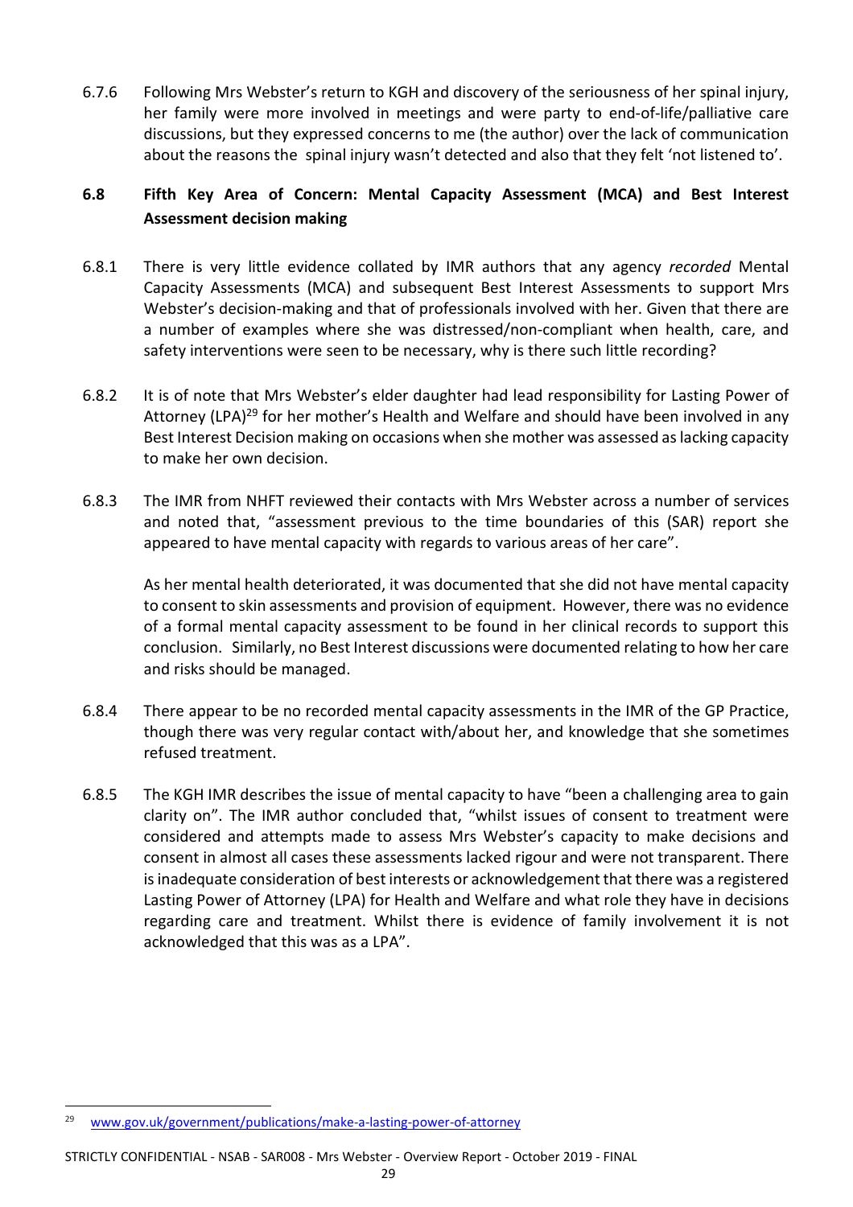6.7.6 Following Mrs Webster's return to KGH and discovery of the seriousness of her spinal injury, her family were more involved in meetings and were party to end-of-life/palliative care discussions, but they expressed concerns to me (the author) over the lack of communication about the reasons the spinal injury wasn't detected and also that they felt 'not listened to'.

### 6.8 Fifth Key Area of Concern: Mental Capacity Assessment (MCA) and Best Interest Assessment decision making

6.8.1 There is very little evidence collated by IMR authors that any agency *recorded* Mental Capacity Assessments (MCA) and subsequent Best Interest Assessments to support Mrs Webster's decision-making and that of professionals involved with her. Given that there are a number of examples where she was distressed/non-compliant when health, care, and safety interventions were seen to be necessary, why is there such little recording?

6.8.2 It is of note that Mrs Webster's elder daughter had lead responsibility for Lasting Power of Attorney (LPA)[29] for her mother's Health and Welfare and should have been involved in any Best Interest Decision making on occasions when she mother was assessed as lacking capacity to make her own decision.

6.8.3 The IMR from NHFT reviewed their contacts with Mrs Webster across a number of services and noted that, "assessment previous to the time boundaries of this (SAR) report she appeared to have mental capacity with regards to various areas of her care".

As her mental health deteriorated, it was documented that she did not have mental capacity to consent to skin assessments and provision of equipment. However, there was no evidence of a formal mental capacity assessment to be found in her clinical records to support this conclusion. Similarly, no Best Interest discussions were documented relating to how her care and risks should be managed.

6.8.4 There appear to be no recorded mental capacity assessments in the IMR of the GP Practice, though there was very regular contact with/about her, and knowledge that she sometimes refused treatment.

6.8.5 The KGH IMR describes the issue of mental capacity to have "been a challenging area to gain clarity on". The IMR author concluded that, "whilst issues of consent to treatment were considered and attempts made to assess Mrs Webster's capacity to make decisions and consent in almost all cases these assessments lacked rigour and were not transparent. There is inadequate consideration of best interests or acknowledgement that there was a registered Lasting Power of Attorney (LPA) for Health and Welfare and what role they have in decisions regarding care and treatment. Whilst there is evidence of family involvement it is not acknowledged that this was as a LPA".

---

[29] www.gov.uk/government/publications/make-a-lasting-power-of-attorney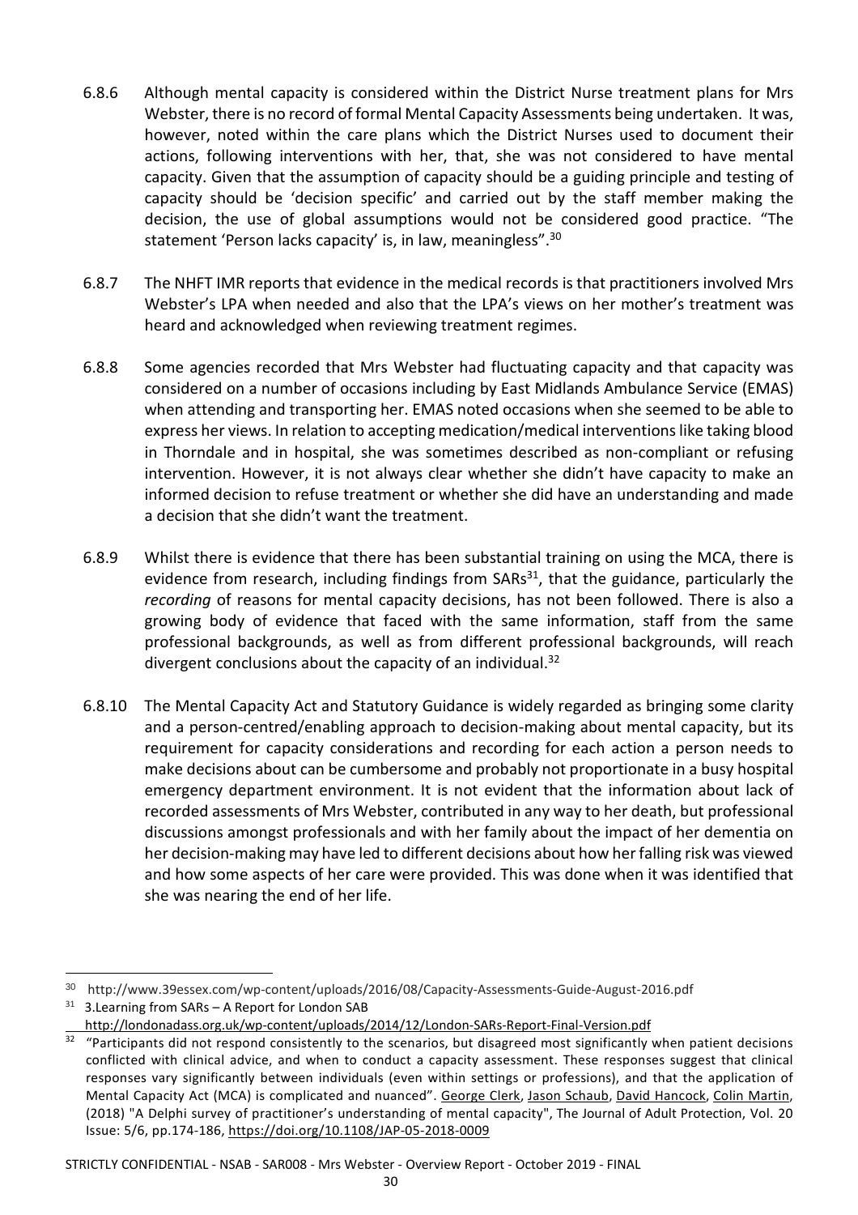6.8.6 Although mental capacity is considered within the District Nurse treatment plans for Mrs Webster, there is no record of formal Mental Capacity Assessments being undertaken. It was, however, noted within the care plans which the District Nurses used to document their actions, following interventions with her, that, she was not considered to have mental capacity. Given that the assumption of capacity should be a guiding principle and testing of capacity should be 'decision specific' and carried out by the staff member making the decision, the use of global assumptions would not be considered good practice. "The statement 'Person lacks capacity' is, in law, meaningless".[30]

6.8.7 The NHFT IMR reports that evidence in the medical records is that practitioners involved Mrs Webster's LPA when needed and also that the LPA's views on her mother's treatment was heard and acknowledged when reviewing treatment regimes.

6.8.8 Some agencies recorded that Mrs Webster had fluctuating capacity and that capacity was considered on a number of occasions including by East Midlands Ambulance Service (EMAS) when attending and transporting her. EMAS noted occasions when she seemed to be able to express her views. In relation to accepting medication/medical interventions like taking blood in Thorndale and in hospital, she was sometimes described as non-compliant or refusing intervention. However, it is not always clear whether she didn't have capacity to make an informed decision to refuse treatment or whether she did have an understanding and made a decision that she didn't want the treatment.

6.8.9 Whilst there is evidence that there has been substantial training on using the MCA, there is evidence from research, including findings from SARs[31], that the guidance, particularly the *recording* of reasons for mental capacity decisions, has not been followed. There is also a growing body of evidence that faced with the same information, staff from the same professional backgrounds, as well as from different professional backgrounds, will reach divergent conclusions about the capacity of an individual.[32]

6.8.10 The Mental Capacity Act and Statutory Guidance is widely regarded as bringing some clarity and a person-centred/enabling approach to decision-making about mental capacity, but its requirement for capacity considerations and recording for each action a person needs to make decisions about can be cumbersome and probably not proportionate in a busy hospital emergency department environment. It is not evident that the information about lack of recorded assessments of Mrs Webster, contributed in any way to her death, but professional discussions amongst professionals and with her family about the impact of her dementia on her decision-making may have led to different decisions about how her falling risk was viewed and how some aspects of her care were provided. This was done when it was identified that she was nearing the end of her life.

---

[30] http://www.39essex.com/wp-content/uploads/2016/08/Capacity-Assessments-Guide-August-2016.pdf

[31] 3.Learning from SARs – A Report for London SAB http://londonadass.org.uk/wp-content/uploads/2014/12/London-SARs-Report-Final-Version.pdf

[32] "Participants did not respond consistently to the scenarios, but disagreed most significantly when patient decisions conflicted with clinical advice, and when to conduct a capacity assessment. These responses suggest that clinical responses vary significantly between individuals (even within settings or professions), and that the application of Mental Capacity Act (MCA) is complicated and nuanced". George Clerk, Jason Schaub, David Hancock, Colin Martin, (2018) "A Delphi survey of practitioner's understanding of mental capacity", The Journal of Adult Protection, Vol. 20 Issue: 5/6, pp.174-186, https://doi.org/10.1108/JAP-05-2018-0009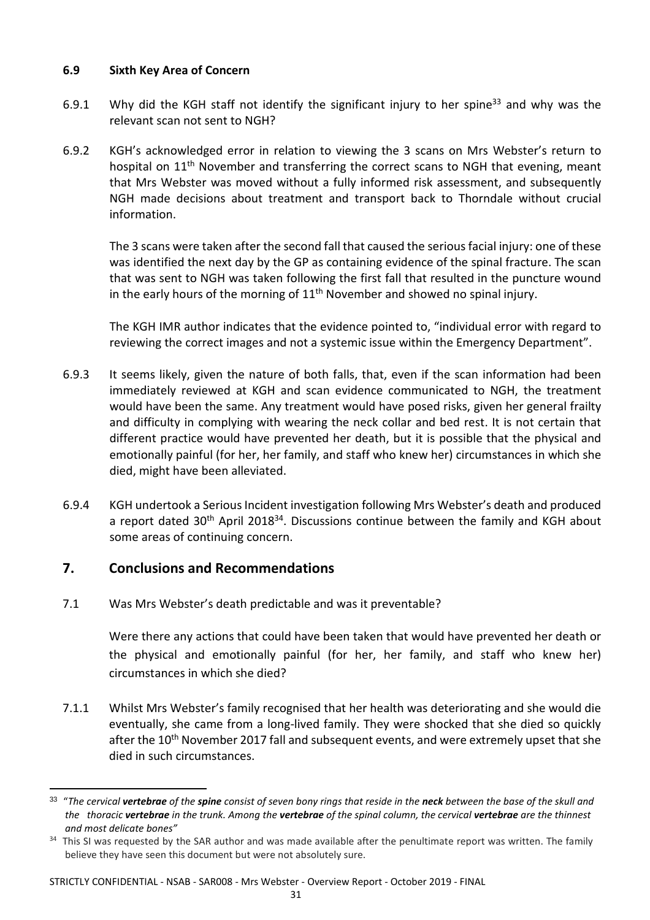### 6.9 Sixth Key Area of Concern

6.9.1 Why did the KGH staff not identify the significant injury to her spine[33] and why was the relevant scan not sent to NGH?

6.9.2 KGH's acknowledged error in relation to viewing the 3 scans on Mrs Webster's return to hospital on 11th November and transferring the correct scans to NGH that evening, meant that Mrs Webster was moved without a fully informed risk assessment, and subsequently NGH made decisions about treatment and transport back to Thorndale without crucial information.

The 3 scans were taken after the second fall that caused the serious facial injury: one of these was identified the next day by the GP as containing evidence of the spinal fracture. The scan that was sent to NGH was taken following the first fall that resulted in the puncture wound in the early hours of the morning of 11th November and showed no spinal injury.

The KGH IMR author indicates that the evidence pointed to, "individual error with regard to reviewing the correct images and not a systemic issue within the Emergency Department".

6.9.3 It seems likely, given the nature of both falls, that, even if the scan information had been immediately reviewed at KGH and scan evidence communicated to NGH, the treatment would have been the same. Any treatment would have posed risks, given her general frailty and difficulty in complying with wearing the neck collar and bed rest. It is not certain that different practice would have prevented her death, but it is possible that the physical and emotionally painful (for her, her family, and staff who knew her) circumstances in which she died, might have been alleviated.

6.9.4 KGH undertook a Serious Incident investigation following Mrs Webster's death and produced a report dated 30th April 2018[34]. Discussions continue between the family and KGH about some areas of continuing concern.

## 7. Conclusions and Recommendations

7.1 Was Mrs Webster's death predictable and was it preventable?

Were there any actions that could have been taken that would have prevented her death or the physical and emotionally painful (for her, her family, and staff who knew her) circumstances in which she died?

7.1.1 Whilst Mrs Webster's family recognised that her health was deteriorating and she would die eventually, she came from a long-lived family. They were shocked that she died so quickly after the 10th November 2017 fall and subsequent events, and were extremely upset that she died in such circumstances.

---

[33] "*The cervical **vertebrae** of the **spine** consist of seven bony rings that reside in the **neck** between the base of the skull and the thoracic **vertebrae** in the trunk. Among the **vertebrae** of the spinal column, the cervical **vertebrae** are the thinnest and most delicate bones"*

[34] This SI was requested by the SAR author and was made available after the penultimate report was written. The family believe they have seen this document but were not absolutely sure.

STRICTLY CONFIDENTIAL - NSAB - SAR008 - Mrs Webster - Overview Report - October 2019 - FINAL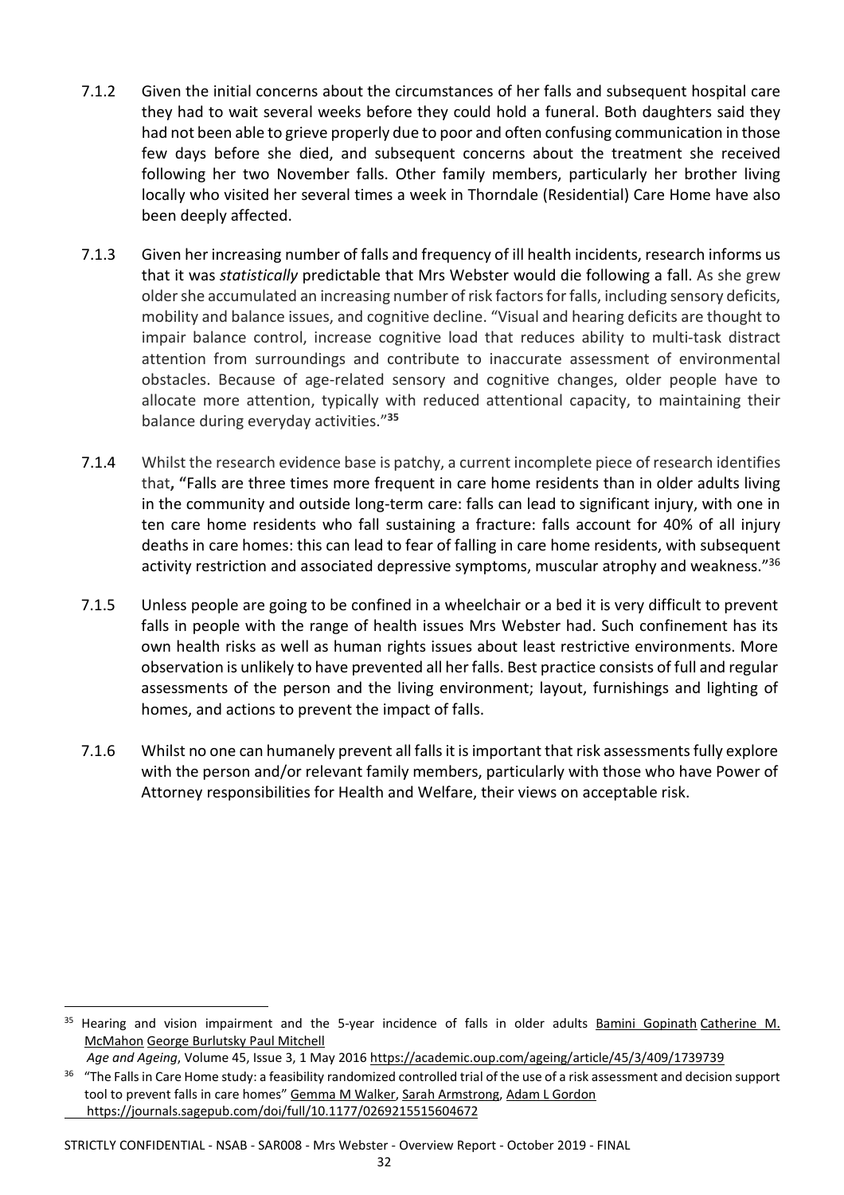7.1.2 Given the initial concerns about the circumstances of her falls and subsequent hospital care they had to wait several weeks before they could hold a funeral. Both daughters said they had not been able to grieve properly due to poor and often confusing communication in those few days before she died, and subsequent concerns about the treatment she received following her two November falls. Other family members, particularly her brother living locally who visited her several times a week in Thorndale (Residential) Care Home have also been deeply affected.

7.1.3 Given her increasing number of falls and frequency of ill health incidents, research informs us that it was *statistically* predictable that Mrs Webster would die following a fall. As she grew older she accumulated an increasing number of risk factors for falls, including sensory deficits, mobility and balance issues, and cognitive decline. "Visual and hearing deficits are thought to impair balance control, increase cognitive load that reduces ability to multi-task distract attention from surroundings and contribute to inaccurate assessment of environmental obstacles. Because of age-related sensory and cognitive changes, older people have to allocate more attention, typically with reduced attentional capacity, to maintaining their balance during everyday activities."[35]

7.1.4 Whilst the research evidence base is patchy, a current incomplete piece of research identifies that, "Falls are three times more frequent in care home residents than in older adults living in the community and outside long-term care: falls can lead to significant injury, with one in ten care home residents who fall sustaining a fracture: falls account for 40% of all injury deaths in care homes: this can lead to fear of falling in care home residents, with subsequent activity restriction and associated depressive symptoms, muscular atrophy and weakness."[36]

7.1.5 Unless people are going to be confined in a wheelchair or a bed it is very difficult to prevent falls in people with the range of health issues Mrs Webster had. Such confinement has its own health risks as well as human rights issues about least restrictive environments. More observation is unlikely to have prevented all her falls. Best practice consists of full and regular assessments of the person and the living environment; layout, furnishings and lighting of homes, and actions to prevent the impact of falls.

7.1.6 Whilst no one can humanely prevent all falls it is important that risk assessments fully explore with the person and/or relevant family members, particularly with those who have Power of Attorney responsibilities for Health and Welfare, their views on acceptable risk.

---

[35] Hearing and vision impairment and the 5-year incidence of falls in older adults Bamini Gopinath Catherine M. McMahon George Burlutsky Paul Mitchell
*Age and Ageing*, Volume 45, Issue 3, 1 May 2016 https://academic.oup.com/ageing/article/45/3/409/1739739

[36] "The Falls in Care Home study: a feasibility randomized controlled trial of the use of a risk assessment and decision support tool to prevent falls in care homes" Gemma M Walker, Sarah Armstrong, Adam L Gordon
https://journals.sagepub.com/doi/full/10.1177/0269215515604672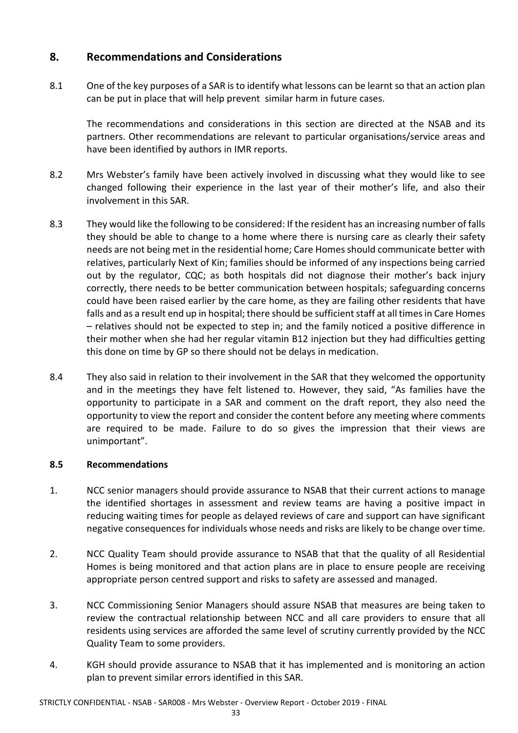## 8. Recommendations and Considerations

8.1 One of the key purposes of a SAR is to identify what lessons can be learnt so that an action plan can be put in place that will help prevent similar harm in future cases.

The recommendations and considerations in this section are directed at the NSAB and its partners. Other recommendations are relevant to particular organisations/service areas and have been identified by authors in IMR reports.

8.2 Mrs Webster's family have been actively involved in discussing what they would like to see changed following their experience in the last year of their mother's life, and also their involvement in this SAR.

8.3 They would like the following to be considered: If the resident has an increasing number of falls they should be able to change to a home where there is nursing care as clearly their safety needs are not being met in the residential home; Care Homes should communicate better with relatives, particularly Next of Kin; families should be informed of any inspections being carried out by the regulator, CQC; as both hospitals did not diagnose their mother's back injury correctly, there needs to be better communication between hospitals; safeguarding concerns could have been raised earlier by the care home, as they are failing other residents that have falls and as a result end up in hospital; there should be sufficient staff at all times in Care Homes – relatives should not be expected to step in; and the family noticed a positive difference in their mother when she had her regular vitamin B12 injection but they had difficulties getting this done on time by GP so there should not be delays in medication.

8.4 They also said in relation to their involvement in the SAR that they welcomed the opportunity and in the meetings they have felt listened to. However, they said, "As families have the opportunity to participate in a SAR and comment on the draft report, they also need the opportunity to view the report and consider the content before any meeting where comments are required to be made. Failure to do so gives the impression that their views are unimportant".

### 8.5 Recommendations

1. NCC senior managers should provide assurance to NSAB that their current actions to manage the identified shortages in assessment and review teams are having a positive impact in reducing waiting times for people as delayed reviews of care and support can have significant negative consequences for individuals whose needs and risks are likely to be change over time.

2. NCC Quality Team should provide assurance to NSAB that that the quality of all Residential Homes is being monitored and that action plans are in place to ensure people are receiving appropriate person centred support and risks to safety are assessed and managed.

3. NCC Commissioning Senior Managers should assure NSAB that measures are being taken to review the contractual relationship between NCC and all care providers to ensure that all residents using services are afforded the same level of scrutiny currently provided by the NCC Quality Team to some providers.

4. KGH should provide assurance to NSAB that it has implemented and is monitoring an action plan to prevent similar errors identified in this SAR.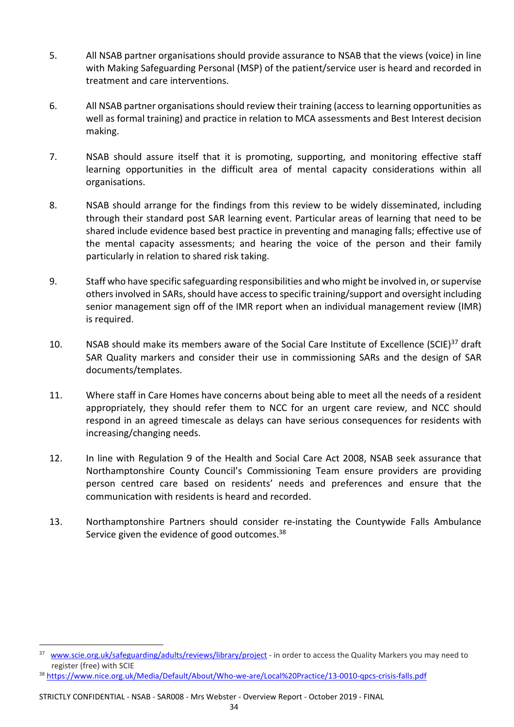5. All NSAB partner organisations should provide assurance to NSAB that the views (voice) in line with Making Safeguarding Personal (MSP) of the patient/service user is heard and recorded in treatment and care interventions.

6. All NSAB partner organisations should review their training (access to learning opportunities as well as formal training) and practice in relation to MCA assessments and Best Interest decision making.

7. NSAB should assure itself that it is promoting, supporting, and monitoring effective staff learning opportunities in the difficult area of mental capacity considerations within all organisations.

8. NSAB should arrange for the findings from this review to be widely disseminated, including through their standard post SAR learning event. Particular areas of learning that need to be shared include evidence based best practice in preventing and managing falls; effective use of the mental capacity assessments; and hearing the voice of the person and their family particularly in relation to shared risk taking.

9. Staff who have specific safeguarding responsibilities and who might be involved in, or supervise others involved in SARs, should have access to specific training/support and oversight including senior management sign off of the IMR report when an individual management review (IMR) is required.

10. NSAB should make its members aware of the Social Care Institute of Excellence (SCIE)[37] draft SAR Quality markers and consider their use in commissioning SARs and the design of SAR documents/templates.

11. Where staff in Care Homes have concerns about being able to meet all the needs of a resident appropriately, they should refer them to NCC for an urgent care review, and NCC should respond in an agreed timescale as delays can have serious consequences for residents with increasing/changing needs.

12. In line with Regulation 9 of the Health and Social Care Act 2008, NSAB seek assurance that Northamptonshire County Council's Commissioning Team ensure providers are providing person centred care based on residents' needs and preferences and ensure that the communication with residents is heard and recorded.

13. Northamptonshire Partners should consider re-instating the Countywide Falls Ambulance Service given the evidence of good outcomes.[38]

---

[37] www.scie.org.uk/safeguarding/adults/reviews/library/project - in order to access the Quality Markers you may need to register (free) with SCIE

[38] https://www.nice.org.uk/Media/Default/About/Who-we-are/Local%20Practice/13-0010-qpcs-crisis-falls.pdf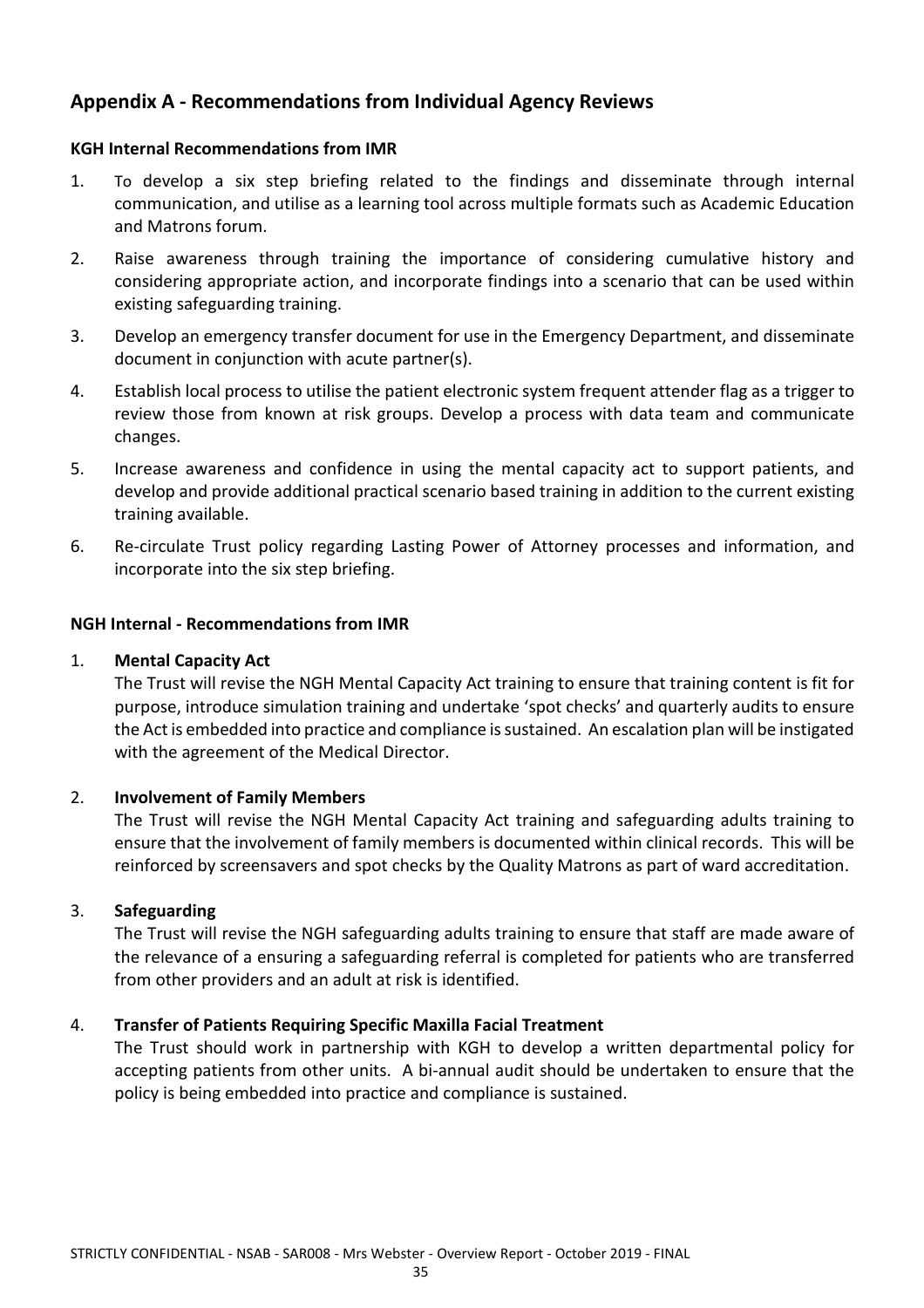## Appendix A - Recommendations from Individual Agency Reviews

### KGH Internal Recommendations from IMR

1. To develop a six step briefing related to the findings and disseminate through internal communication, and utilise as a learning tool across multiple formats such as Academic Education and Matrons forum.
2. Raise awareness through training the importance of considering cumulative history and considering appropriate action, and incorporate findings into a scenario that can be used within existing safeguarding training.
3. Develop an emergency transfer document for use in the Emergency Department, and disseminate document in conjunction with acute partner(s).
4. Establish local process to utilise the patient electronic system frequent attender flag as a trigger to review those from known at risk groups. Develop a process with data team and communicate changes.
5. Increase awareness and confidence in using the mental capacity act to support patients, and develop and provide additional practical scenario based training in addition to the current existing training available.
6. Re-circulate Trust policy regarding Lasting Power of Attorney processes and information, and incorporate into the six step briefing.

### NGH Internal - Recommendations from IMR

1. **Mental Capacity Act**
   The Trust will revise the NGH Mental Capacity Act training to ensure that training content is fit for purpose, introduce simulation training and undertake 'spot checks' and quarterly audits to ensure the Act is embedded into practice and compliance is sustained. An escalation plan will be instigated with the agreement of the Medical Director.

2. **Involvement of Family Members**
   The Trust will revise the NGH Mental Capacity Act training and safeguarding adults training to ensure that the involvement of family members is documented within clinical records. This will be reinforced by screensavers and spot checks by the Quality Matrons as part of ward accreditation.

3. **Safeguarding**
   The Trust will revise the NGH safeguarding adults training to ensure that staff are made aware of the relevance of a ensuring a safeguarding referral is completed for patients who are transferred from other providers and an adult at risk is identified.

4. **Transfer of Patients Requiring Specific Maxilla Facial Treatment**
   The Trust should work in partnership with KGH to develop a written departmental policy for accepting patients from other units. A bi-annual audit should be undertaken to ensure that the policy is being embedded into practice and compliance is sustained.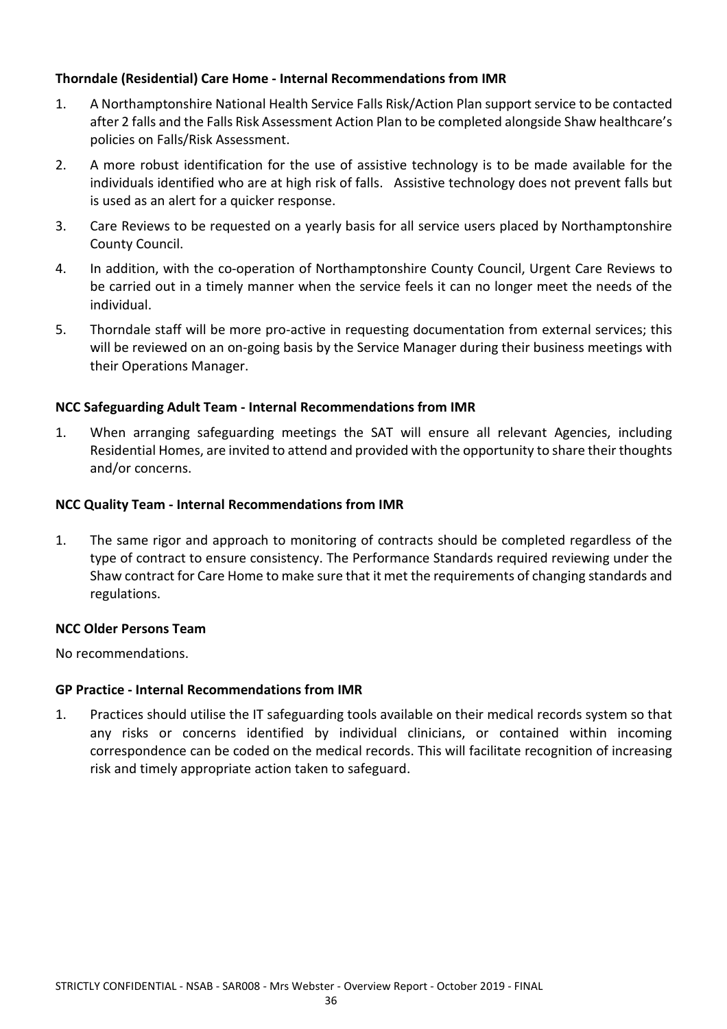**Thorndale (Residential) Care Home - Internal Recommendations from IMR**

1. A Northamptonshire National Health Service Falls Risk/Action Plan support service to be contacted after 2 falls and the Falls Risk Assessment Action Plan to be completed alongside Shaw healthcare's policies on Falls/Risk Assessment.
2. A more robust identification for the use of assistive technology is to be made available for the individuals identified who are at high risk of falls. Assistive technology does not prevent falls but is used as an alert for a quicker response.
3. Care Reviews to be requested on a yearly basis for all service users placed by Northamptonshire County Council.
4. In addition, with the co-operation of Northamptonshire County Council, Urgent Care Reviews to be carried out in a timely manner when the service feels it can no longer meet the needs of the individual.
5. Thorndale staff will be more pro-active in requesting documentation from external services; this will be reviewed on an on-going basis by the Service Manager during their business meetings with their Operations Manager.

**NCC Safeguarding Adult Team - Internal Recommendations from IMR**

1. When arranging safeguarding meetings the SAT will ensure all relevant Agencies, including Residential Homes, are invited to attend and provided with the opportunity to share their thoughts and/or concerns.

**NCC Quality Team - Internal Recommendations from IMR**

1. The same rigor and approach to monitoring of contracts should be completed regardless of the type of contract to ensure consistency. The Performance Standards required reviewing under the Shaw contract for Care Home to make sure that it met the requirements of changing standards and regulations.

**NCC Older Persons Team**

No recommendations.

**GP Practice - Internal Recommendations from IMR**

1. Practices should utilise the IT safeguarding tools available on their medical records system so that any risks or concerns identified by individual clinicians, or contained within incoming correspondence can be coded on the medical records. This will facilitate recognition of increasing risk and timely appropriate action taken to safeguard.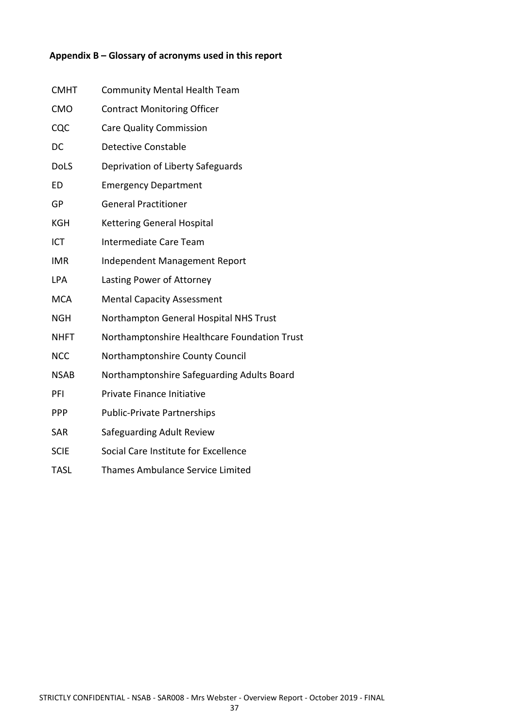## Appendix B – Glossary of acronyms used in this report

| | |
|---|---|
| CMHT | Community Mental Health Team |
| CMO | Contract Monitoring Officer |
| CQC | Care Quality Commission |
| DC | Detective Constable |
| DoLS | Deprivation of Liberty Safeguards |
| ED | Emergency Department |
| GP | General Practitioner |
| KGH | Kettering General Hospital |
| ICT | Intermediate Care Team |
| IMR | Independent Management Report |
| LPA | Lasting Power of Attorney |
| MCA | Mental Capacity Assessment |
| NGH | Northampton General Hospital NHS Trust |
| NHFT | Northamptonshire Healthcare Foundation Trust |
| NCC | Northamptonshire County Council |
| NSAB | Northamptonshire Safeguarding Adults Board |
| PFI | Private Finance Initiative |
| PPP | Public-Private Partnerships |
| SAR | Safeguarding Adult Review |
| SCIE | Social Care Institute for Excellence |
| TASL | Thames Ambulance Service Limited |